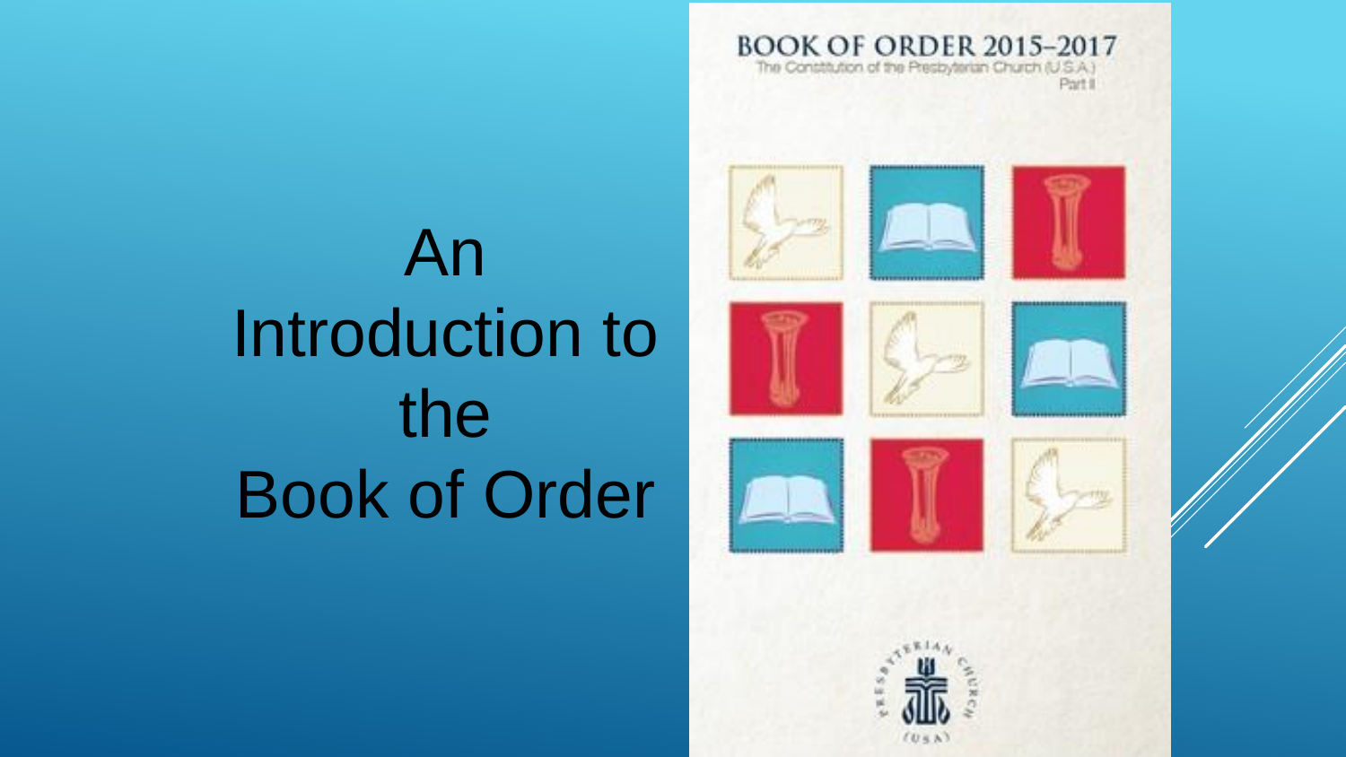# An Introduction to the Book of Order

BOOK OF ORDER 2015–2017

The Constitution of the Presbyterian Church (U.S.A.)

Part II

PRESBYTERIAN CHURCH (U.S.A.)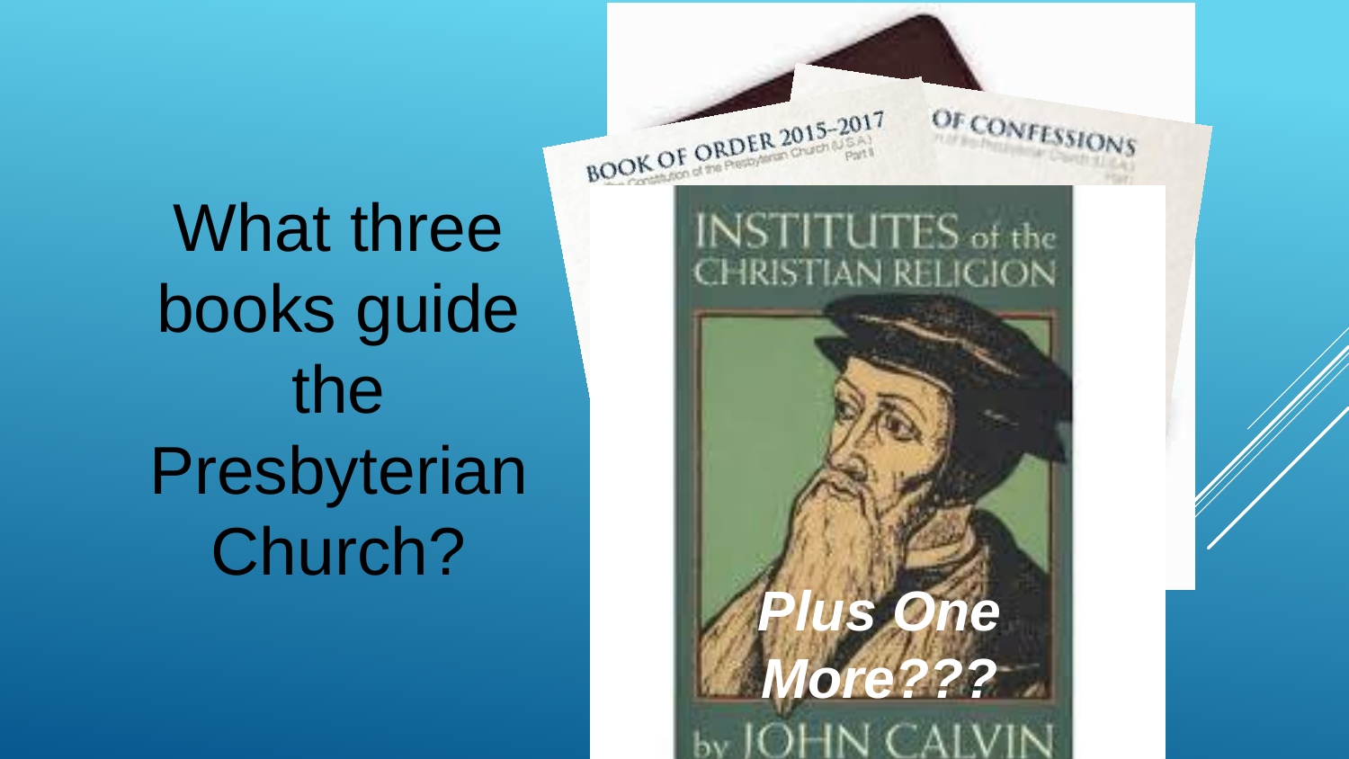What three books guide the Presbyterian Church?

BOOK OF ORDER 2015-2017

OF CONFESSIONS

INSTITUTES of the CHRISTIAN RELIGION by JOHN CALVIN

***Plus One More???***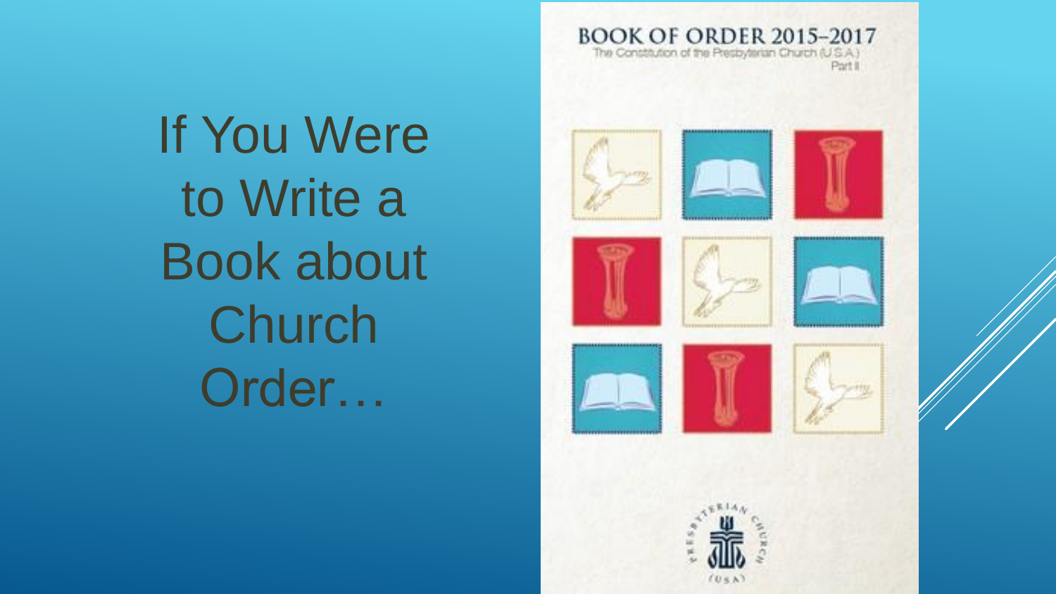# If You Were to Write a Book about Church Order…

BOOK OF ORDER 2015–2017

The Constitution of the Presbyterian Church (U.S.A.)

Part II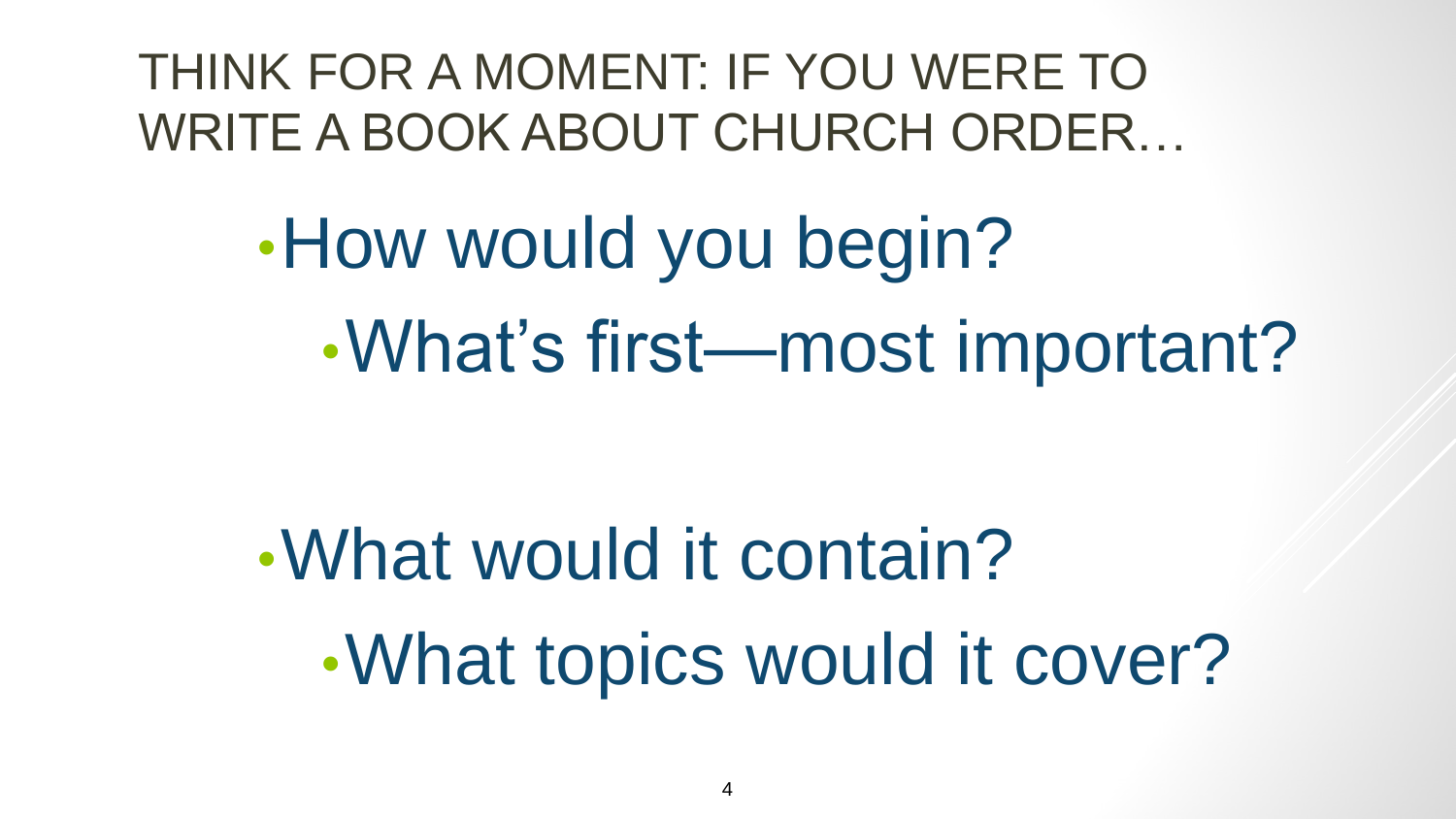# THINK FOR A MOMENT: IF YOU WERE TO WRITE A BOOK ABOUT CHURCH ORDER…

- How would you begin?
  - What's first—most important?

- What would it contain?
  - What topics would it cover?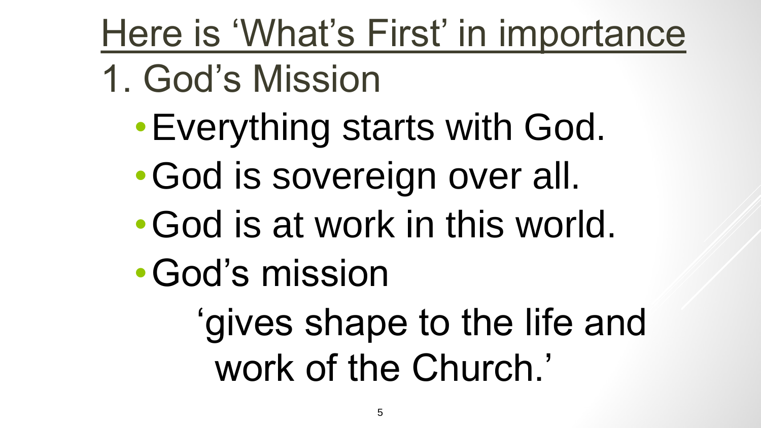# Here is 'What's First' in importance

## 1. God's Mission

- Everything starts with God.
- God is sovereign over all.
- God is at work in this world.
- God's mission

  'gives shape to the life and work of the Church.'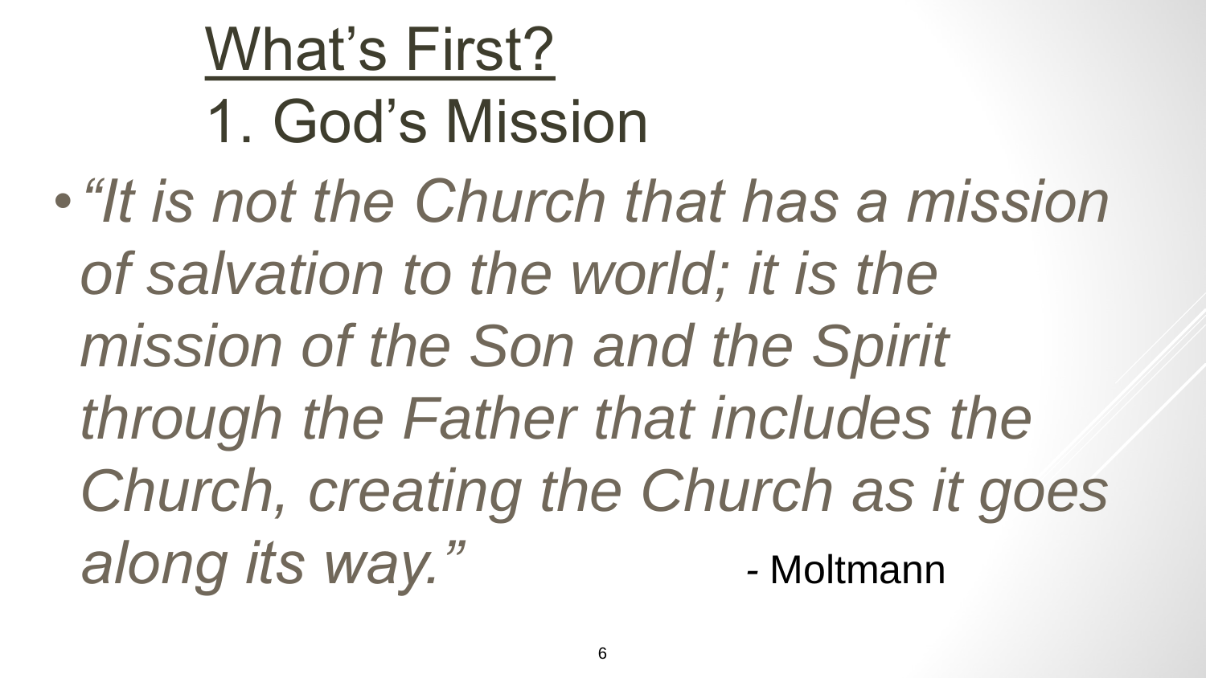# What's First?

## 1. God's Mission

- *"It is not the Church that has a mission of salvation to the world; it is the mission of the Son and the Spirit through the Father that includes the Church, creating the Church as it goes along its way."* - Moltmann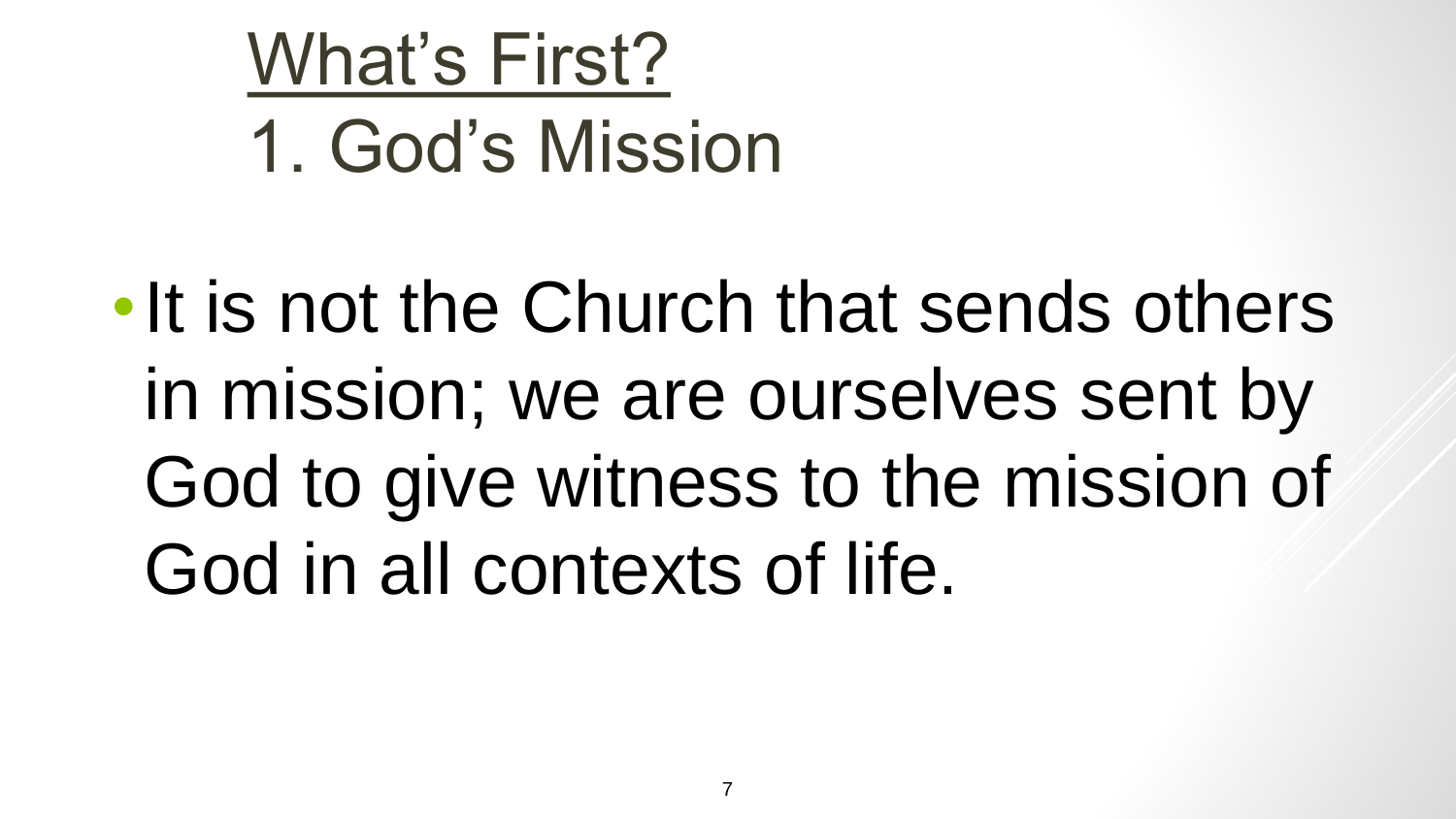# What's First?

## 1. God's Mission

- It is not the Church that sends others in mission; we are ourselves sent by God to give witness to the mission of God in all contexts of life.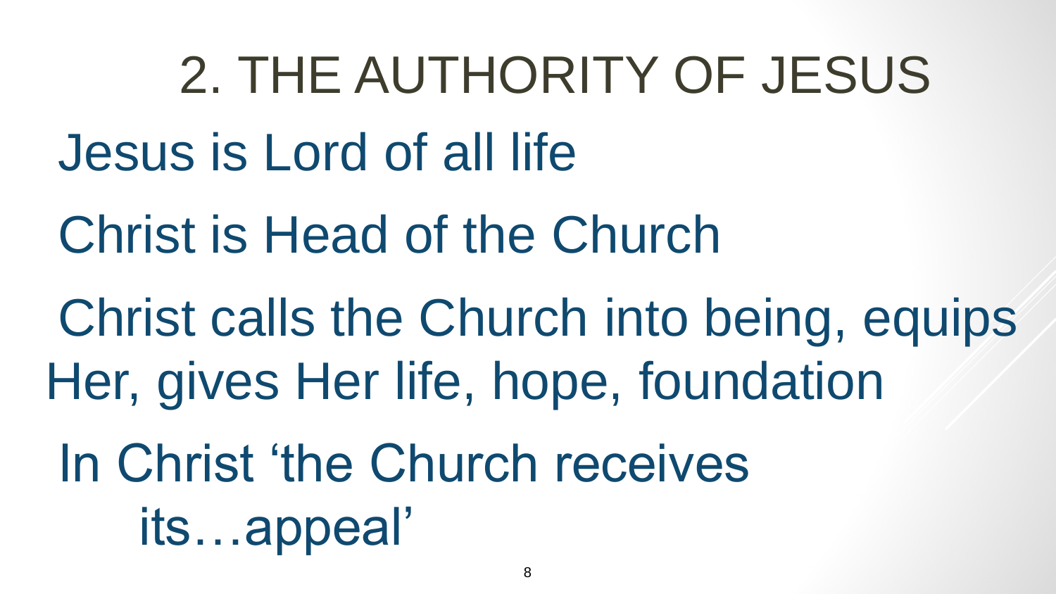# 2. THE AUTHORITY OF JESUS

Jesus is Lord of all life

Christ is Head of the Church

Christ calls the Church into being, equips Her, gives Her life, hope, foundation

In Christ 'the Church receives its…appeal'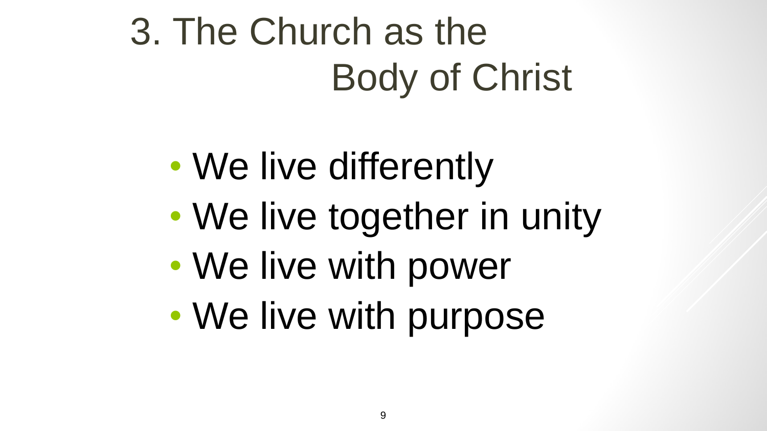# 3. The Church as the Body of Christ

- We live differently
- We live together in unity
- We live with power
- We live with purpose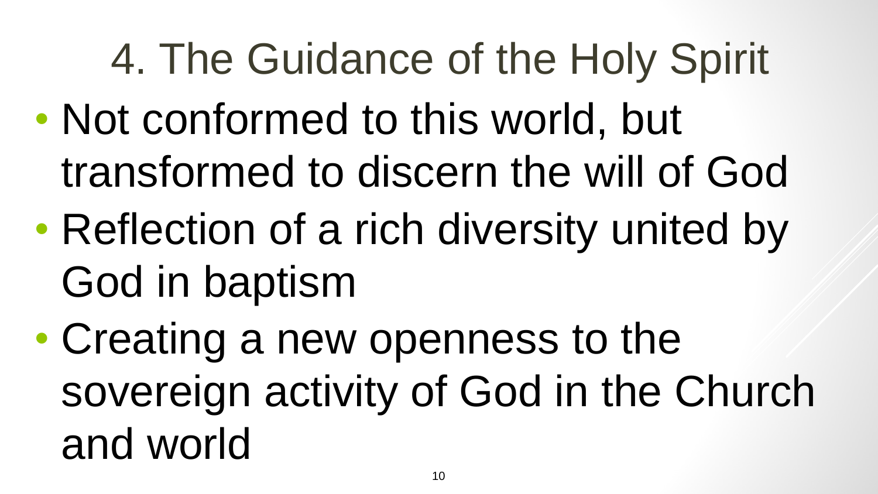# 4. The Guidance of the Holy Spirit

- Not conformed to this world, but transformed to discern the will of God
- Reflection of a rich diversity united by God in baptism
- Creating a new openness to the sovereign activity of God in the Church and world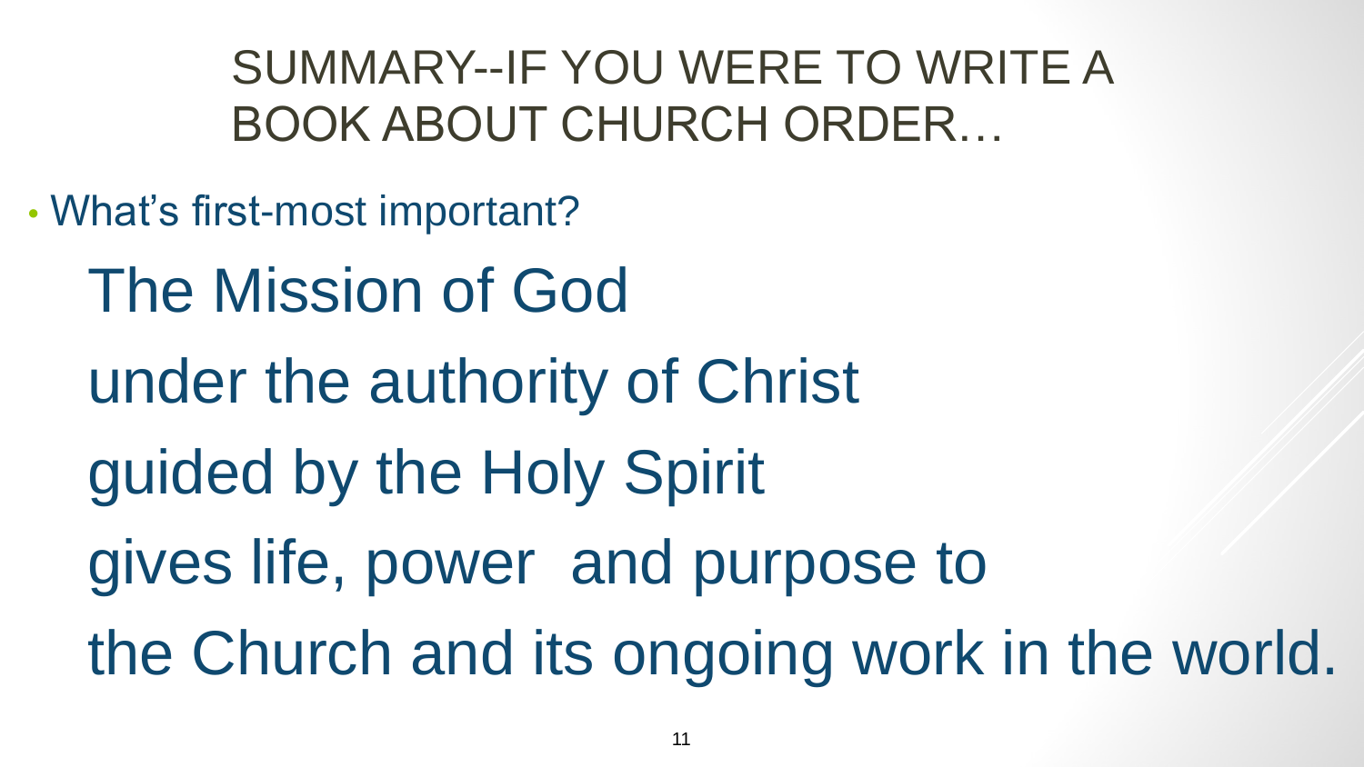# SUMMARY--IF YOU WERE TO WRITE A BOOK ABOUT CHURCH ORDER…

- What's first-most important?

The Mission of God

under the authority of Christ

guided by the Holy Spirit

gives life, power and purpose to

the Church and its ongoing work in the world.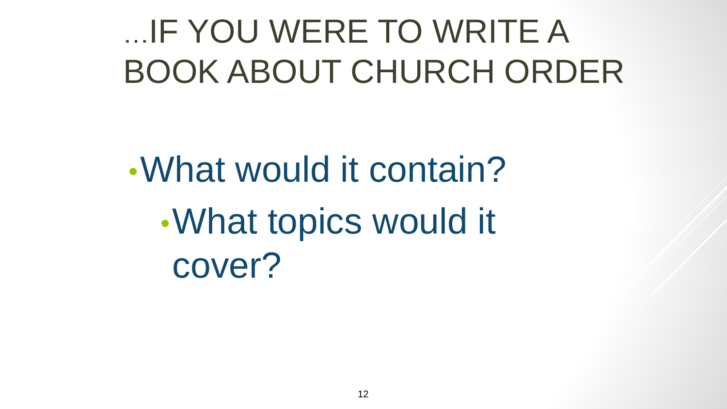# …IF YOU WERE TO WRITE A BOOK ABOUT CHURCH ORDER

- What would it contain?
  - What topics would it cover?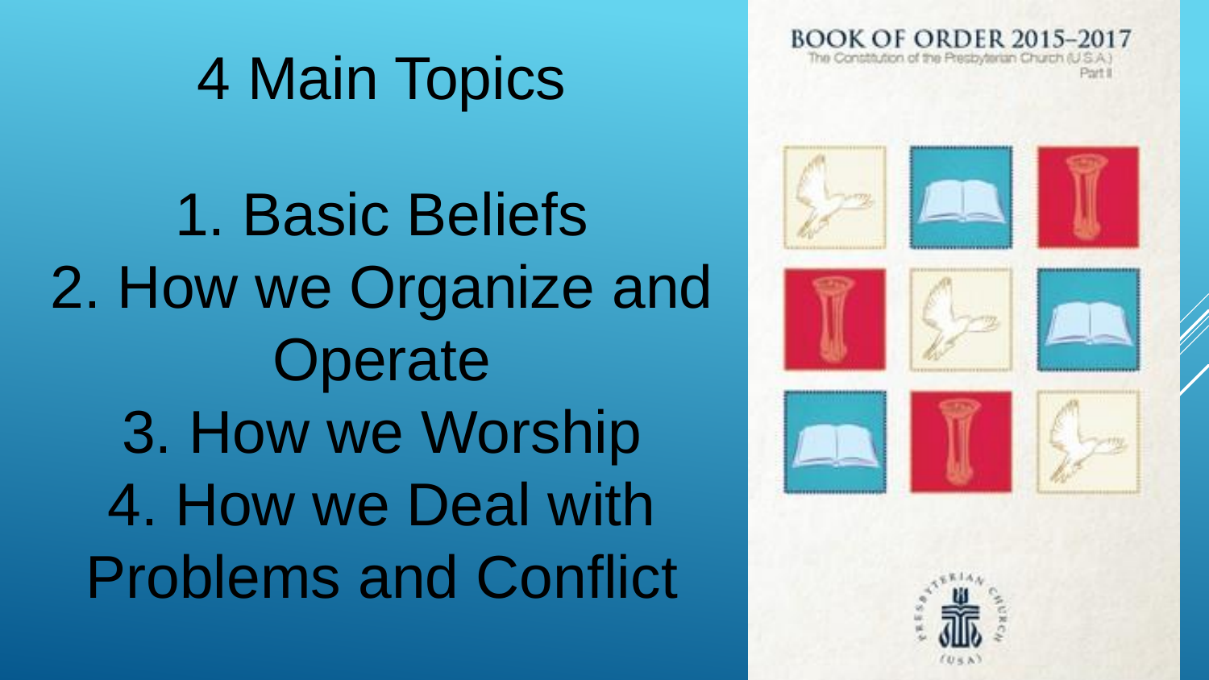# 4 Main Topics

1. Basic Beliefs
2. How we Organize and Operate
3. How we Worship
4. How we Deal with Problems and Conflict

BOOK OF ORDER 2015–2017

The Constitution of the Presbyterian Church (U.S.A.)

Part II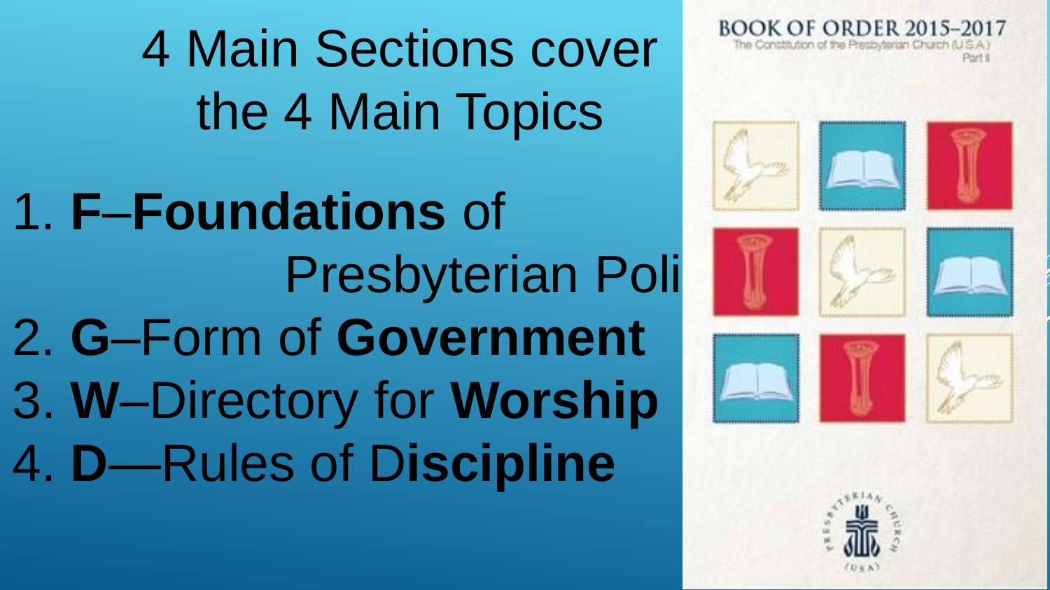# 4 Main Sections cover the 4 Main Topics

1. **F**–**Foundations** of Presbyterian Poli
2. **G**–Form of **Government**
3. **W**–Directory for **Worship**
4. **D**—Rules of D**iscipline**

BOOK OF ORDER 2015–2017
The Constitution of the Presbyterian Church (U.S.A.)
Part II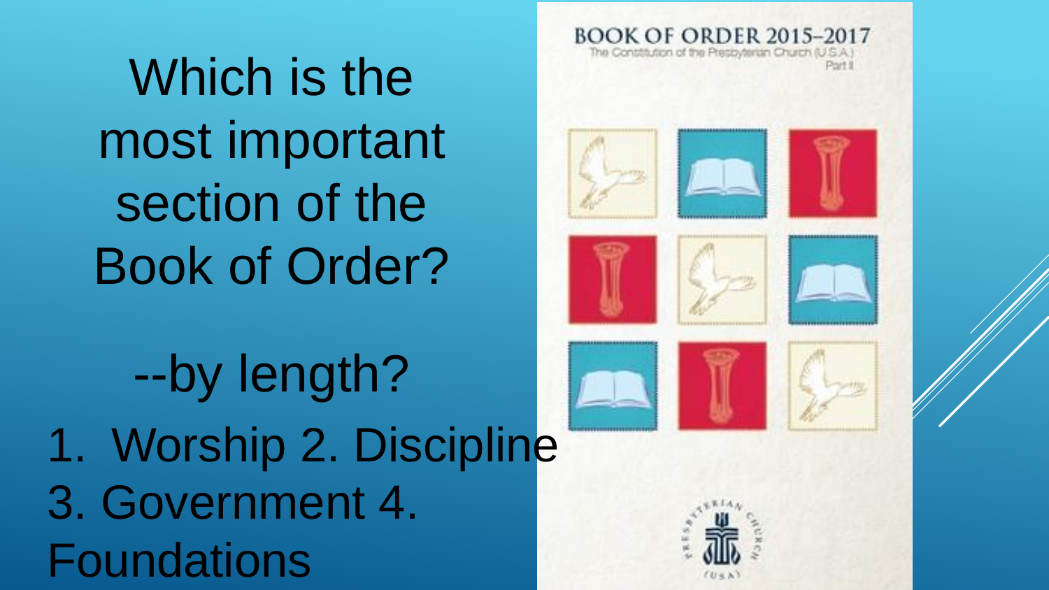# Which is the most important section of the Book of Order?

--by length?

1. Worship 2. Discipline 3. Government 4. Foundations

BOOK OF ORDER 2015–2017

The Constitution of the Presbyterian Church (U.S.A.)

Part II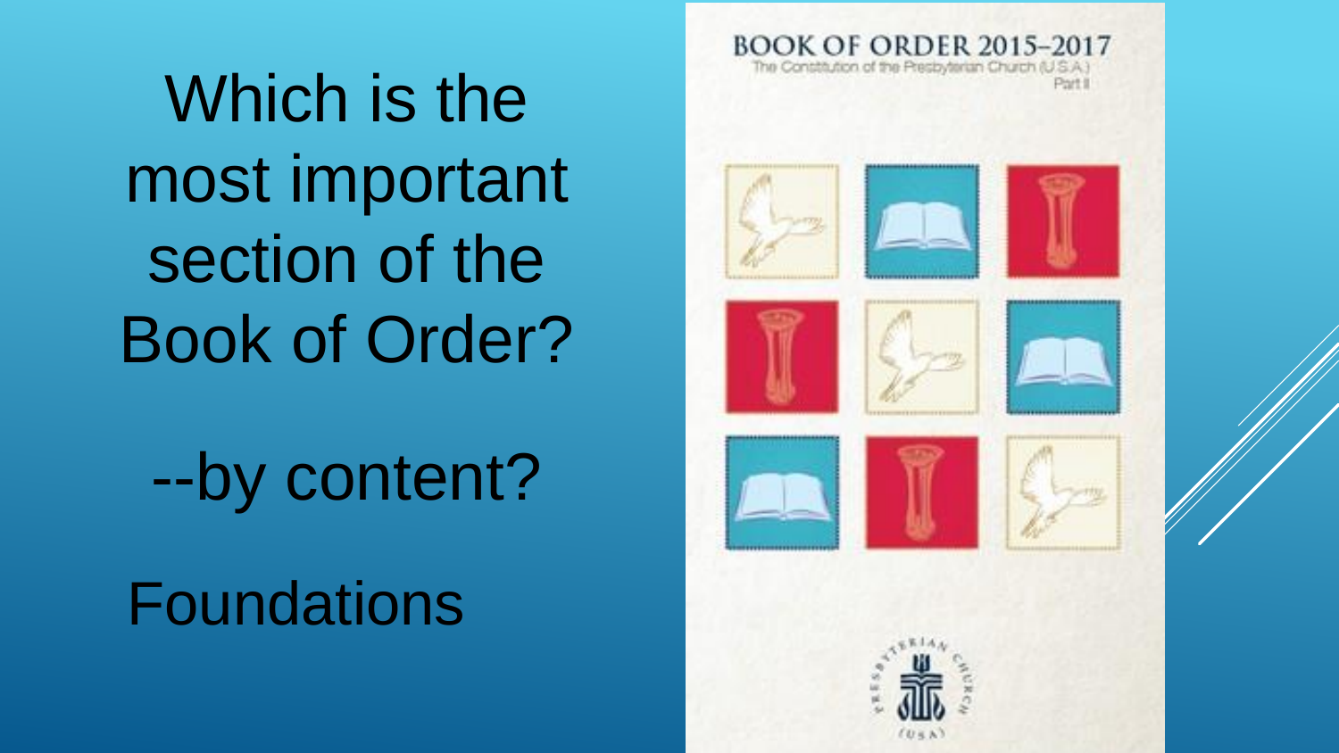Which is the most important section of the Book of Order?

--by content?

Foundations

BOOK OF ORDER 2015–2017

The Constitution of the Presbyterian Church (U.S.A.)

Part II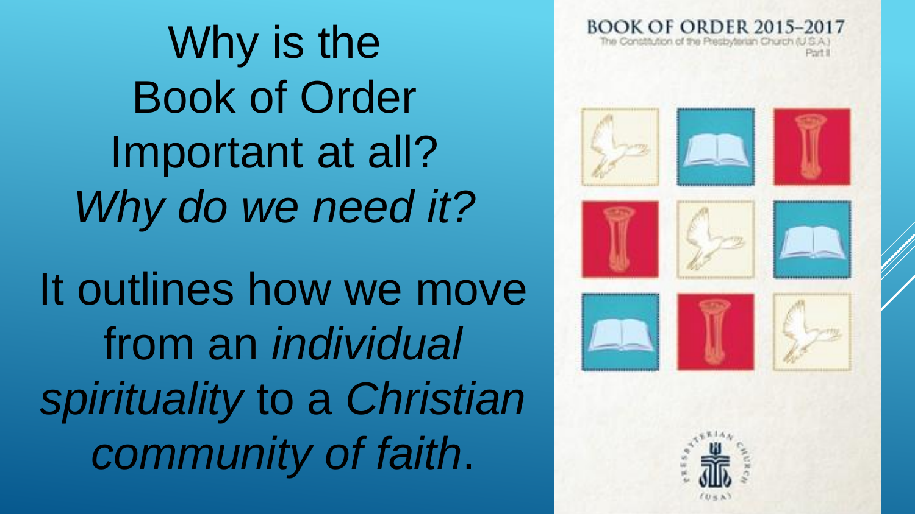Why is the Book of Order Important at all? *Why do we need it?*

It outlines how we move from an *individual spirituality* to a *Christian community of faith*.

BOOK OF ORDER 2015–2017
The Constitution of the Presbyterian Church (U.S.A.)
Part II

PRESBYTERIAN CHURCH (USA)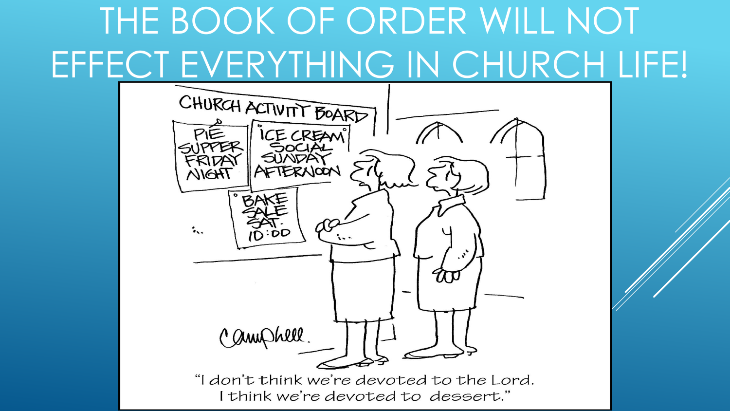# THE BOOK OF ORDER WILL NOT EFFECT EVERYTHING IN CHURCH LIFE!

CHURCH ACTIVITY BOARD

PIE SUPPER FRIDAY NIGHT

ICE CREAM SOCIAL SUNDAY AFTERNOON

BAKE SALE SAT. 10:00

Campbell.

"I don't think we're devoted to the Lord. I think we're devoted to dessert."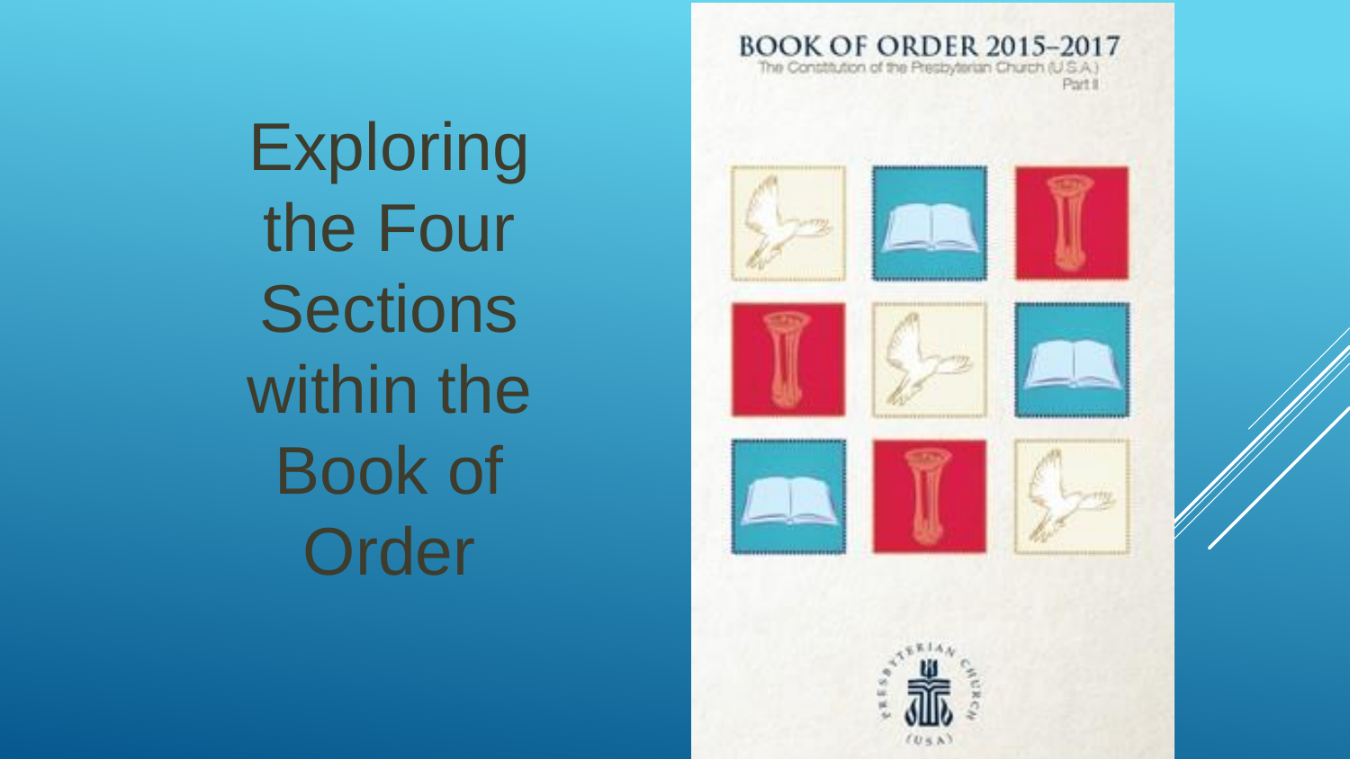# Exploring the Four Sections within the Book of Order

BOOK OF ORDER 2015–2017

The Constitution of the Presbyterian Church (U.S.A.)

Part II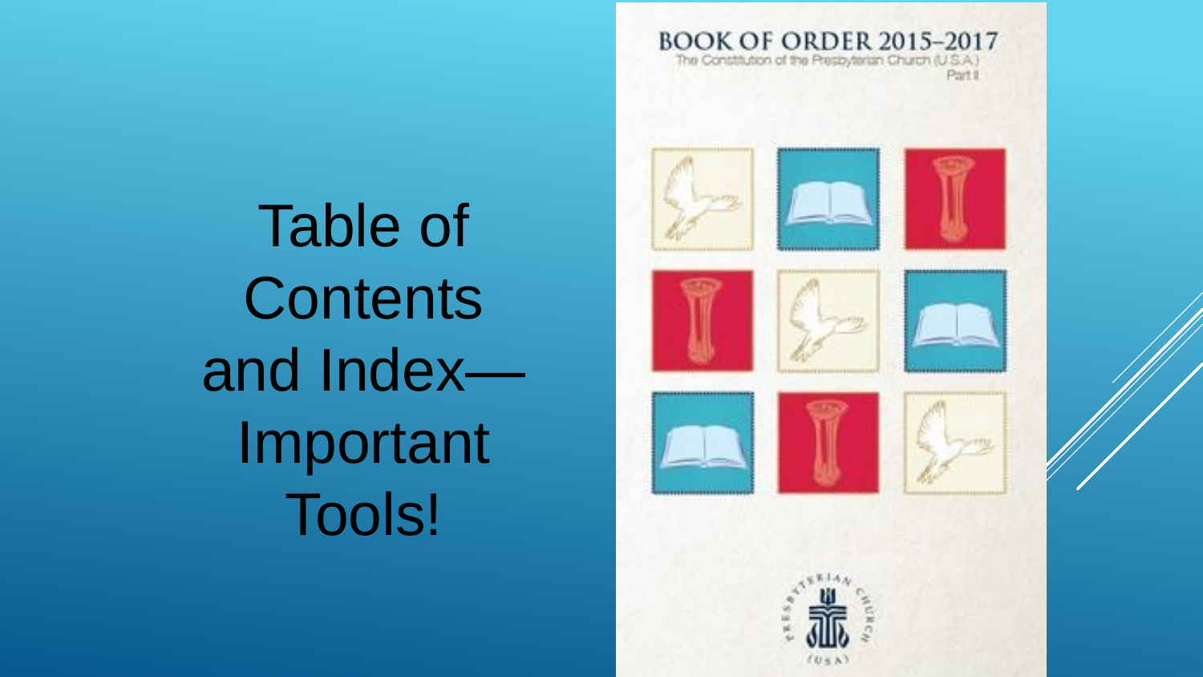# Table of Contents and Index—Important Tools!

BOOK OF ORDER 2015–2017

The Constitution of the Presbyterian Church (U.S.A.)

Part II

PRESBYTERIAN CHURCH (U.S.A.)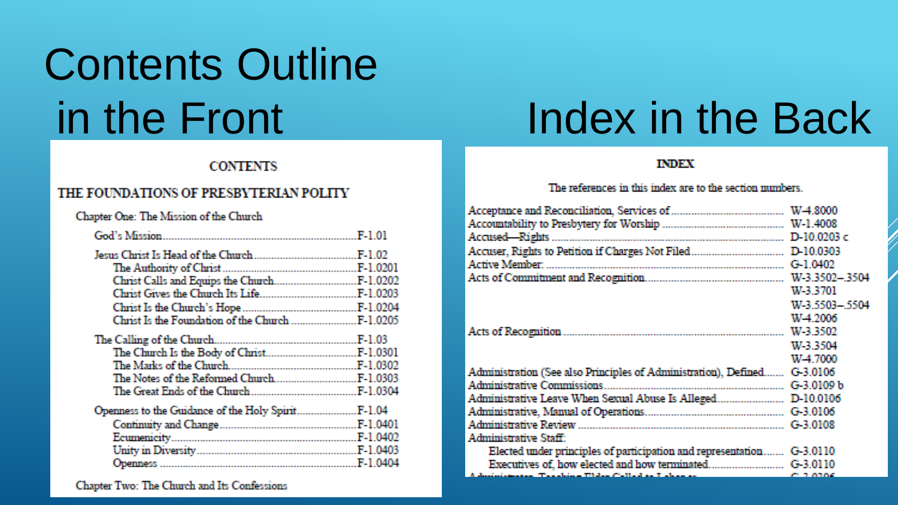# Contents Outline in the Front

**CONTENTS**

**THE FOUNDATIONS OF PRESBYTERIAN POLITY**

Chapter One: The Mission of the Church

| | |
|---|---|
| God's Mission | F-1.01 |
| Jesus Christ Is Head of the Church | F-1.02 |
| The Authority of Christ | F-1.0201 |
| Christ Calls and Equips the Church | F-1.0202 |
| Christ Gives the Church Its Life | F-1.0203 |
| Christ Is the Church's Hope | F-1.0204 |
| Christ Is the Foundation of the Church | F-1.0205 |
| The Calling of the Church | F-1.03 |
| The Church Is the Body of Christ | F-1.0301 |
| The Marks of the Church | F-1.0302 |
| The Notes of the Reformed Church | F-1.0303 |
| The Great Ends of the Church | F-1.0304 |
| Openness to the Guidance of the Holy Spirit | F-1.04 |
| Continuity and Change | F-1.0401 |
| Ecumenicity | F-1.0402 |
| Unity in Diversity | F-1.0403 |
| Openness | F-1.0404 |

Chapter Two: The Church and Its Confessions

# Index in the Back

**INDEX**

The references in this index are to the section numbers.

| | |
|---|---|
| Acceptance and Reconciliation, Services of | W-4.8000 |
| Accountability to Presbytery for Worship | W-1.4008 |
| Accused—Rights | D-10.0203 c |
| Accuser, Rights to Petition if Charges Not Filed | D-10.0303 |
| Active Member | G-1.0402 |
| Acts of Commitment and Recognition | W-3.3502–.3504<br>W-3.3701<br>W-3.5503–.5504<br>W-4.2006 |
| Acts of Recognition | W-3.3502<br>W-3.3504<br>W-4.7000 |
| Administration (See also Principles of Administration), Defined | G-3.0106 |
| Administrative Commissions | G-3.0109 b |
| Administrative Leave When Sexual Abuse Is Alleged | D-10.0106 |
| Administrative, Manual of Operations | G-3.0106 |
| Administrative Review | G-3.0108 |
| Administrative Staff: | |
| Elected under principles of participation and representation | G-3.0110 |
| Executives of, how elected and how terminated | G-3.0110 |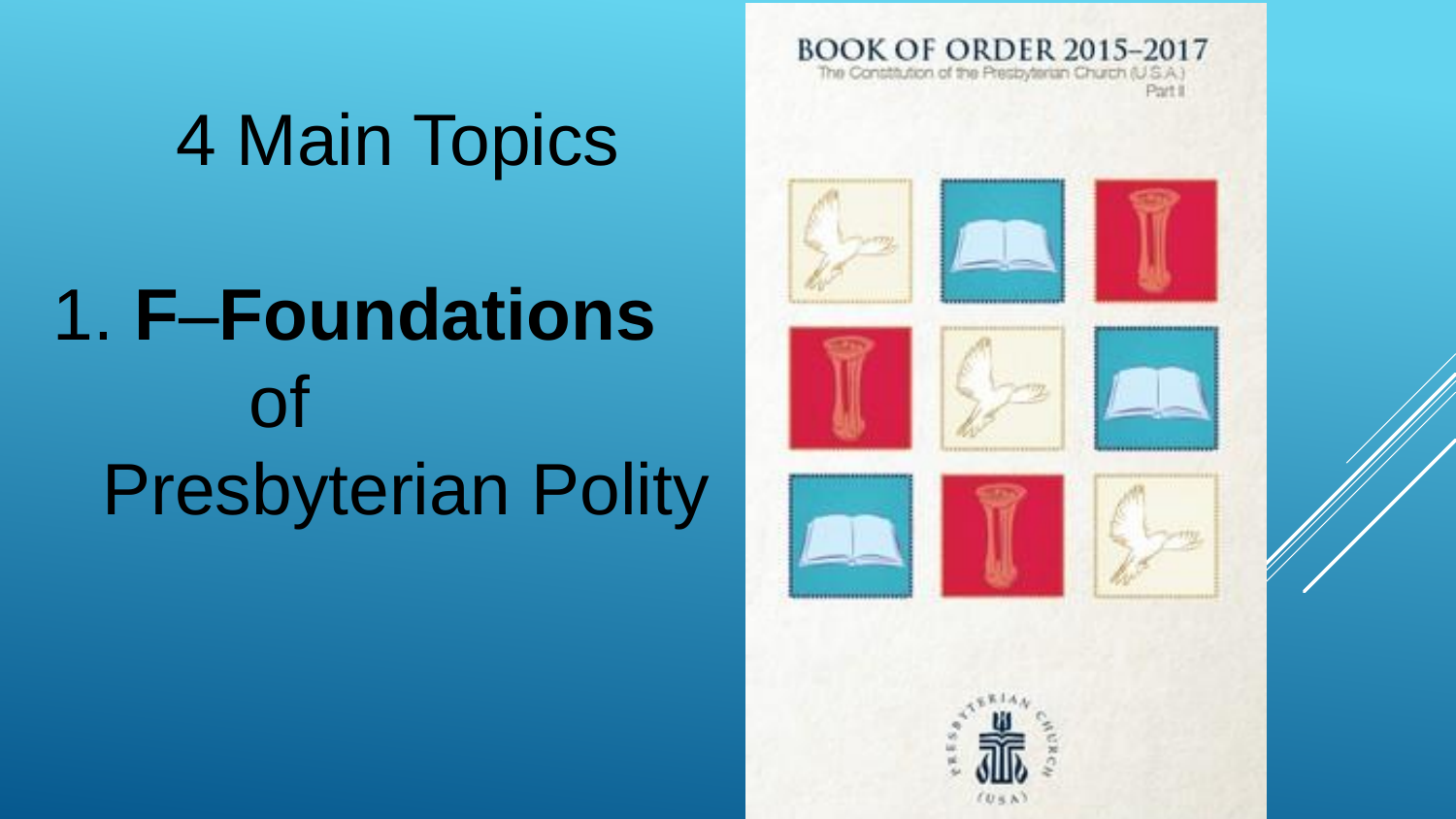# 4 Main Topics

1. **F–Foundations** of Presbyterian Polity

BOOK OF ORDER 2015–2017
The Constitution of the Presbyterian Church (U.S.A.)
Part II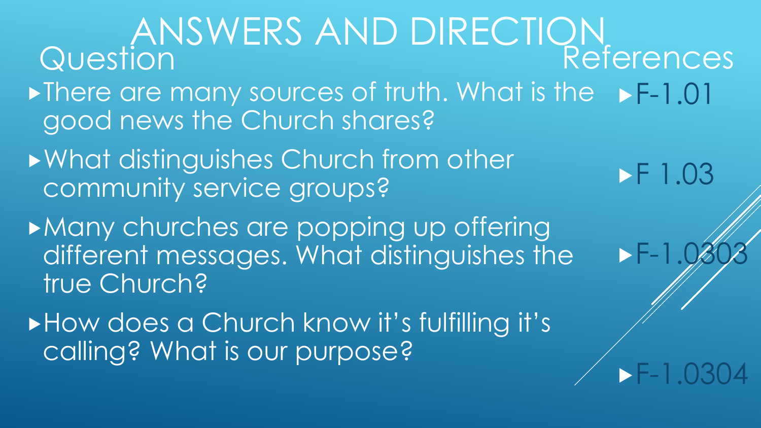# ANSWERS AND DIRECTION

| Question | References |
| --- | --- |
| There are many sources of truth. What is the good news the Church shares? | F-1.01 |
| What distinguishes Church from other community service groups? | F 1.03 |
| Many churches are popping up offering different messages. What distinguishes the true Church? | F-1.0303 |
| How does a Church know it's fulfilling it's calling? What is our purpose? | F-1.0304 |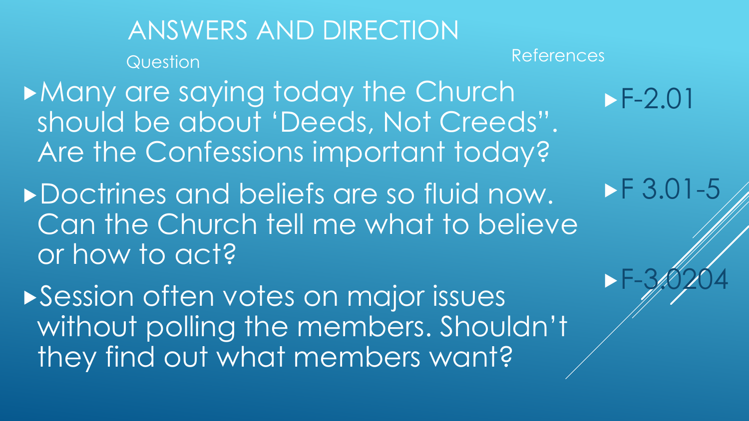# ANSWERS AND DIRECTION

| Question | References |
| --- | --- |
| Many are saying today the Church should be about 'Deeds, Not Creeds". Are the Confessions important today? | F-2.01 |
| Doctrines and beliefs are so fluid now. Can the Church tell me what to believe or how to act? | F 3.01-5 |
| Session often votes on major issues without polling the members. Shouldn't they find out what members want? | F-3.0204 |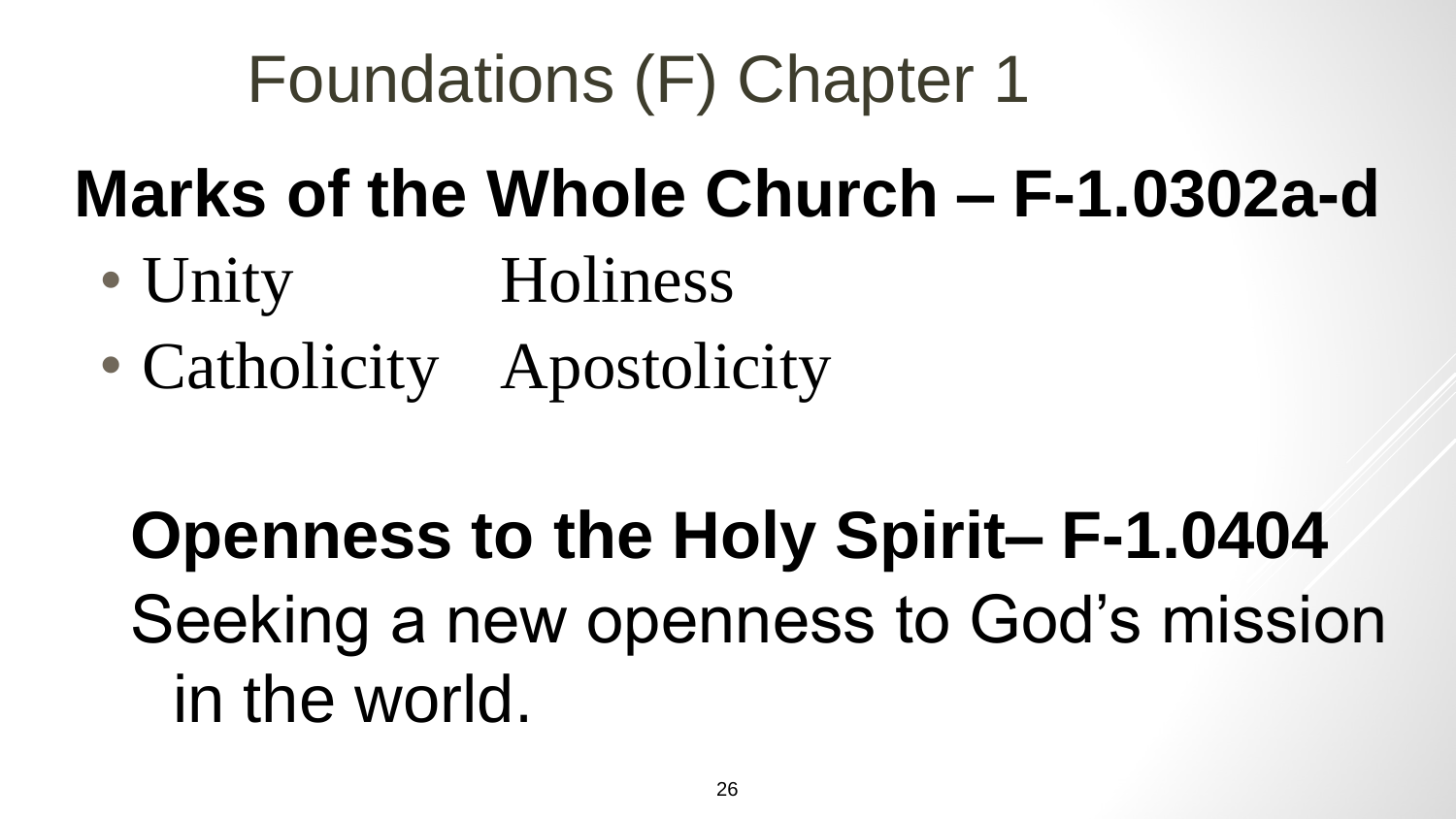# Foundations (F) Chapter 1

## Marks of the Whole Church – F-1.0302a-d

- Unity Holiness
- Catholicity Apostolicity

## Openness to the Holy Spirit– F-1.0404

Seeking a new openness to God’s mission in the world.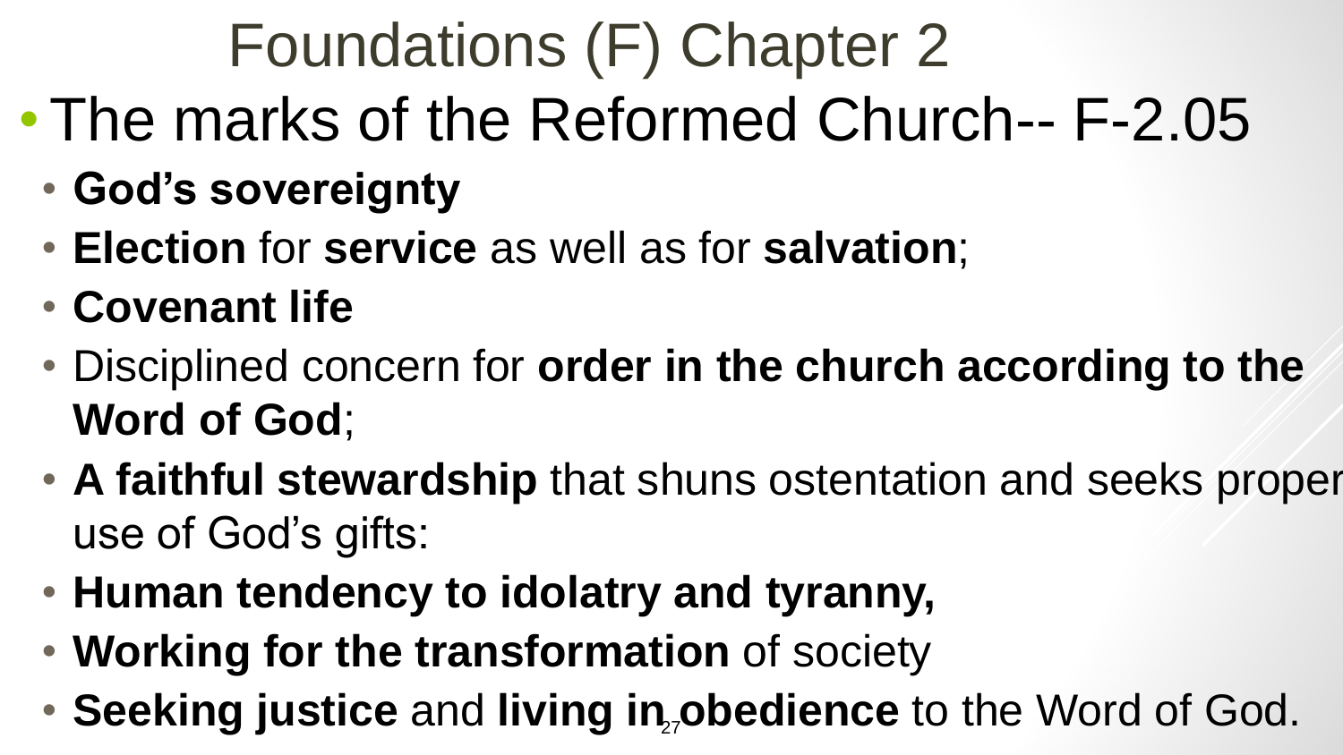# Foundations (F) Chapter 2

- The marks of the Reformed Church-- F-2.05
  - **God's sovereignty**
  - **Election** for **service** as well as for **salvation**;
  - **Covenant life**
  - Disciplined concern for **order in the church according to the Word of God**;
  - **A faithful stewardship** that shuns ostentation and seeks proper use of God's gifts:
  - **Human tendency to idolatry and tyranny,**
  - **Working for the transformation** of society
  - **Seeking justice** and **living in obedience** to the Word of God.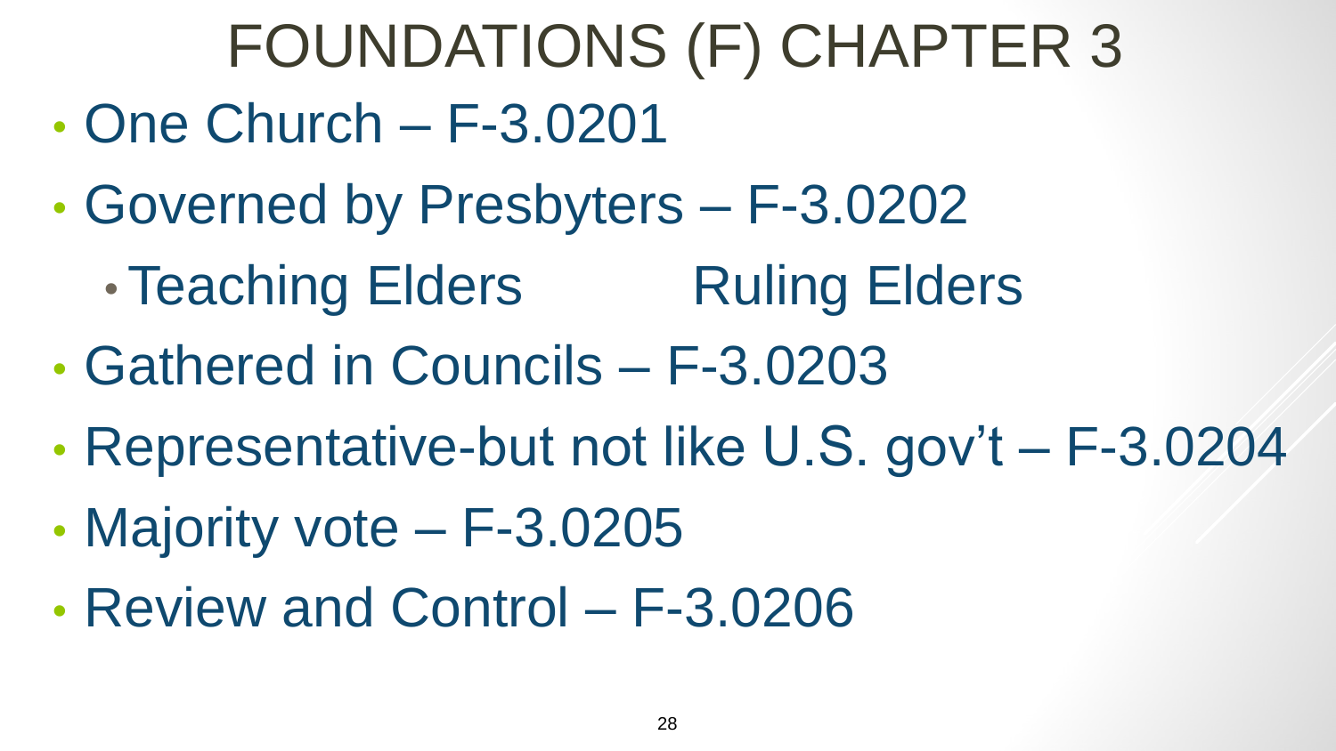# FOUNDATIONS (F) CHAPTER 3

- One Church – F-3.0201
- Governed by Presbyters – F-3.0202
  - Teaching Elders Ruling Elders
- Gathered in Councils – F-3.0203
- Representative-but not like U.S. gov't – F-3.0204
- Majority vote – F-3.0205
- Review and Control – F-3.0206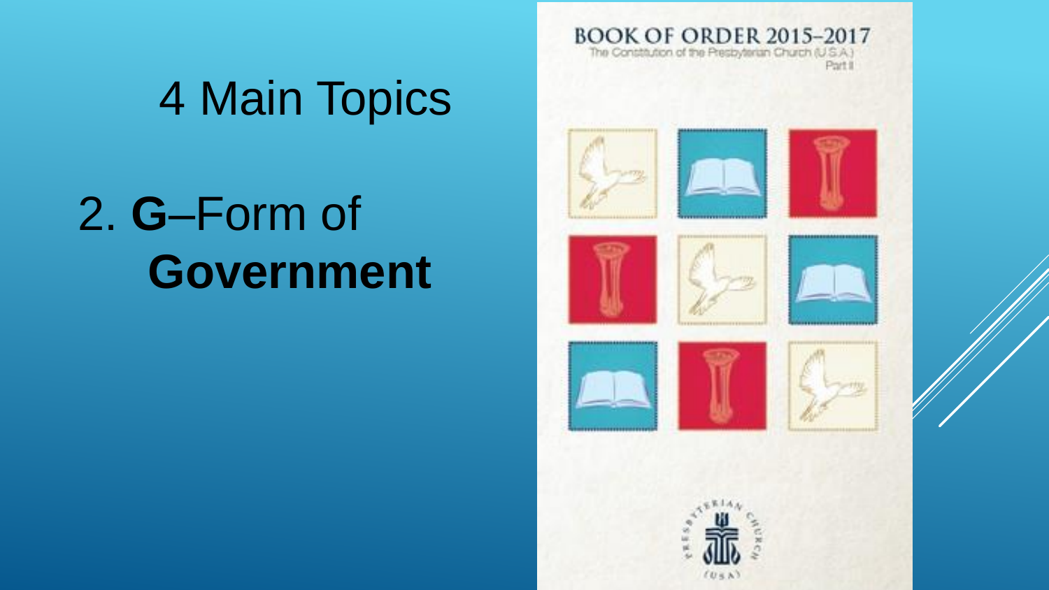# 4 Main Topics

## 2. **G**–Form of **Government**

BOOK OF ORDER 2015–2017

The Constitution of the Presbyterian Church (U.S.A.)

Part II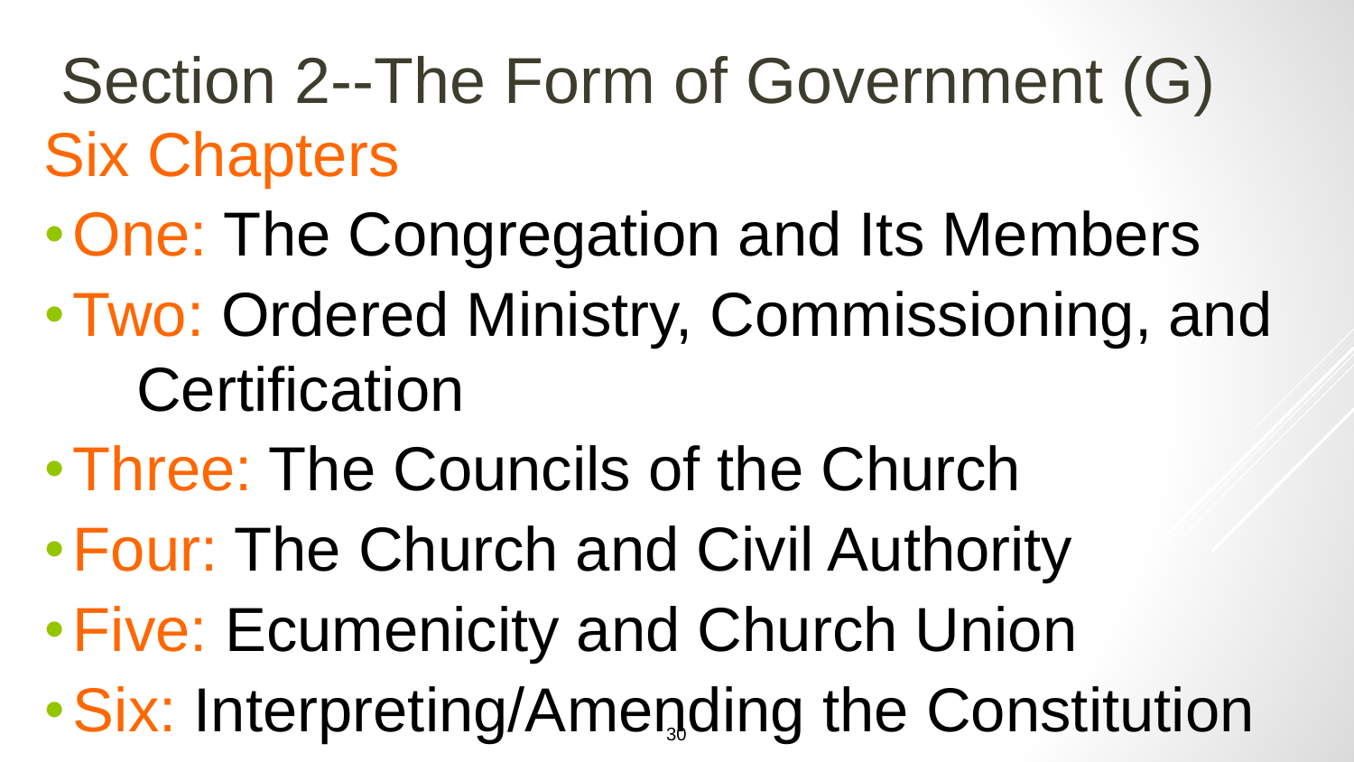# Section 2--The Form of Government (G)

## Six Chapters

- One: The Congregation and Its Members
- Two: Ordered Ministry, Commissioning, and Certification
- Three: The Councils of the Church
- Four: The Church and Civil Authority
- Five: Ecumenicity and Church Union
- Six: Interpreting/Amending the Constitution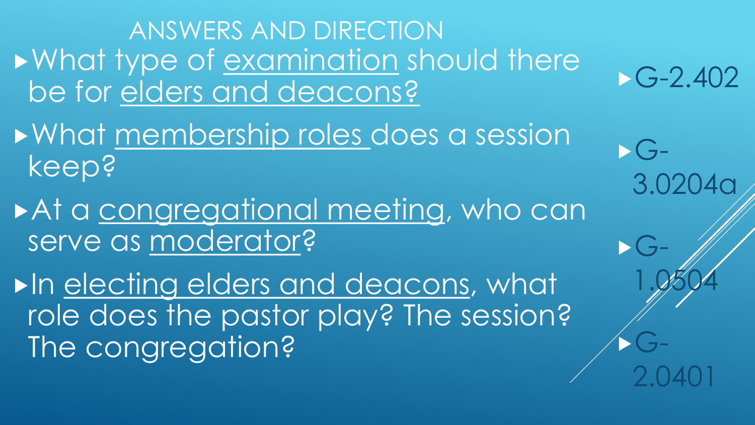# ANSWERS AND DIRECTION

- What type of <u>examination</u> should there be for <u>elders and deacons?</u>
- What <u>membership roles</u> does a session keep?
- At a <u>congregational meeting</u>, who can serve as <u>moderator</u>?
- In <u>electing elders and deacons</u>, what role does the pastor play? The session? The congregation?

- G-2.402
- G-3.0204a
- G-1.0504
- G-2.0401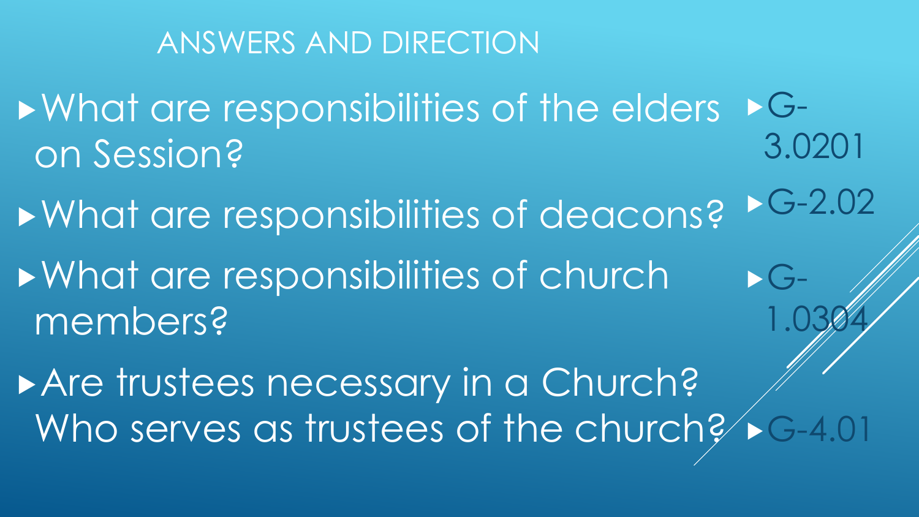## ANSWERS AND DIRECTION

| Question | Reference |
| --- | --- |
| What are responsibilities of the elders on Session? | G-3.0201 |
| What are responsibilities of deacons? | G-2.02 |
| What are responsibilities of church members? | G-1.0304 |
| Are trustees necessary in a Church? Who serves as trustees of the church? | G-4.01 |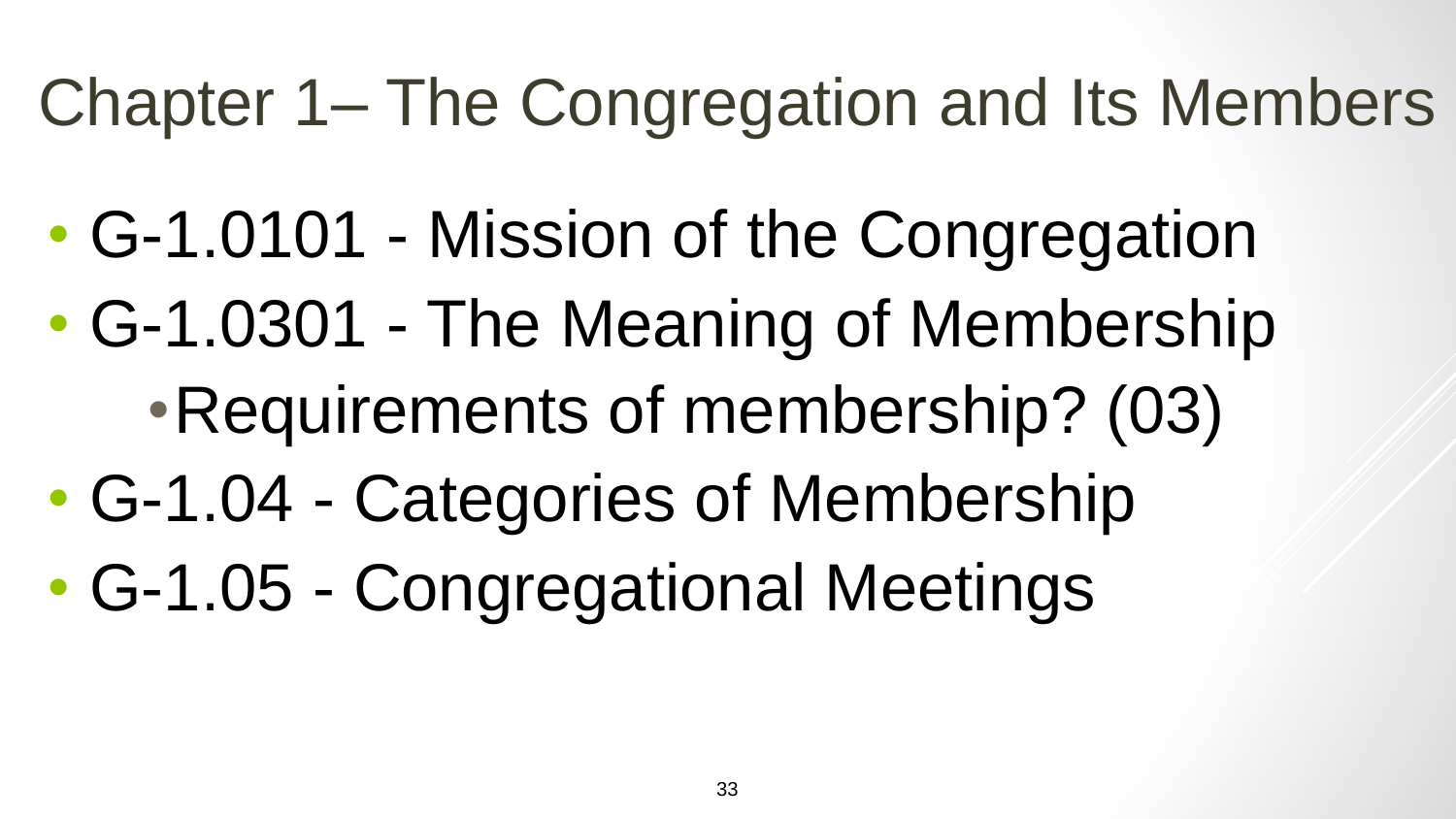# Chapter 1– The Congregation and Its Members

- G-1.0101 - Mission of the Congregation
- G-1.0301 - The Meaning of Membership
  - Requirements of membership? (03)
- G-1.04 - Categories of Membership
- G-1.05 - Congregational Meetings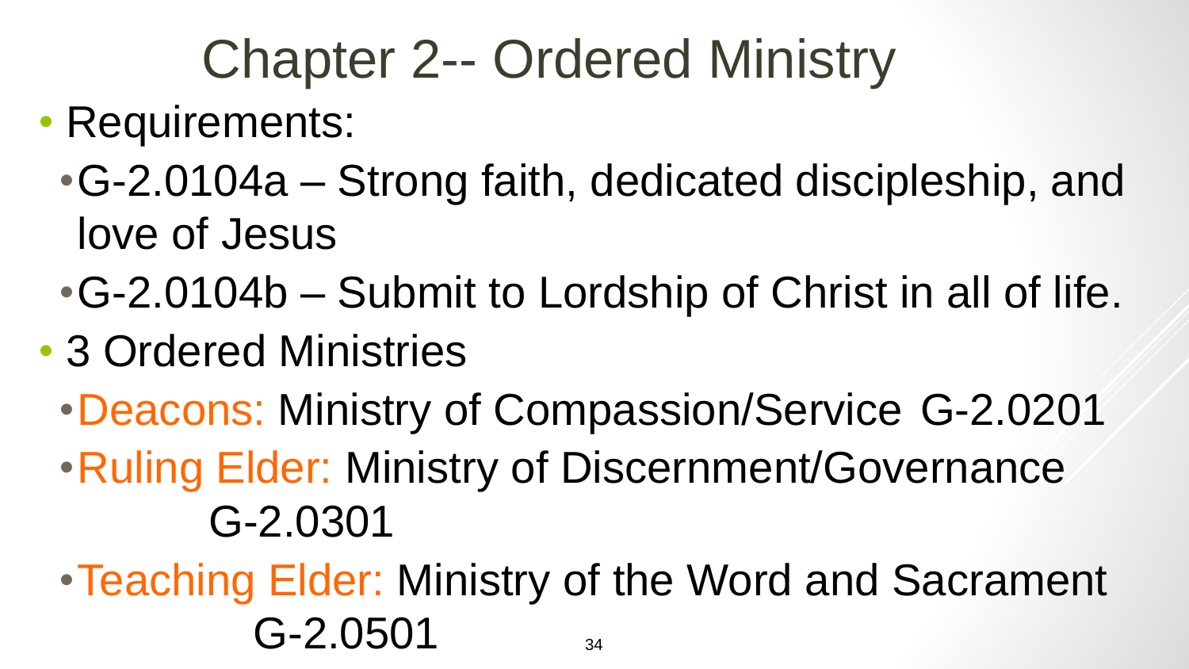# Chapter 2-- Ordered Ministry

- Requirements:
  - G-2.0104a – Strong faith, dedicated discipleship, and love of Jesus
  - G-2.0104b – Submit to Lordship of Christ in all of life.
- 3 Ordered Ministries
  - Deacons: Ministry of Compassion/Service G-2.0201
  - Ruling Elder: Ministry of Discernment/Governance G-2.0301
  - Teaching Elder: Ministry of the Word and Sacrament G-2.0501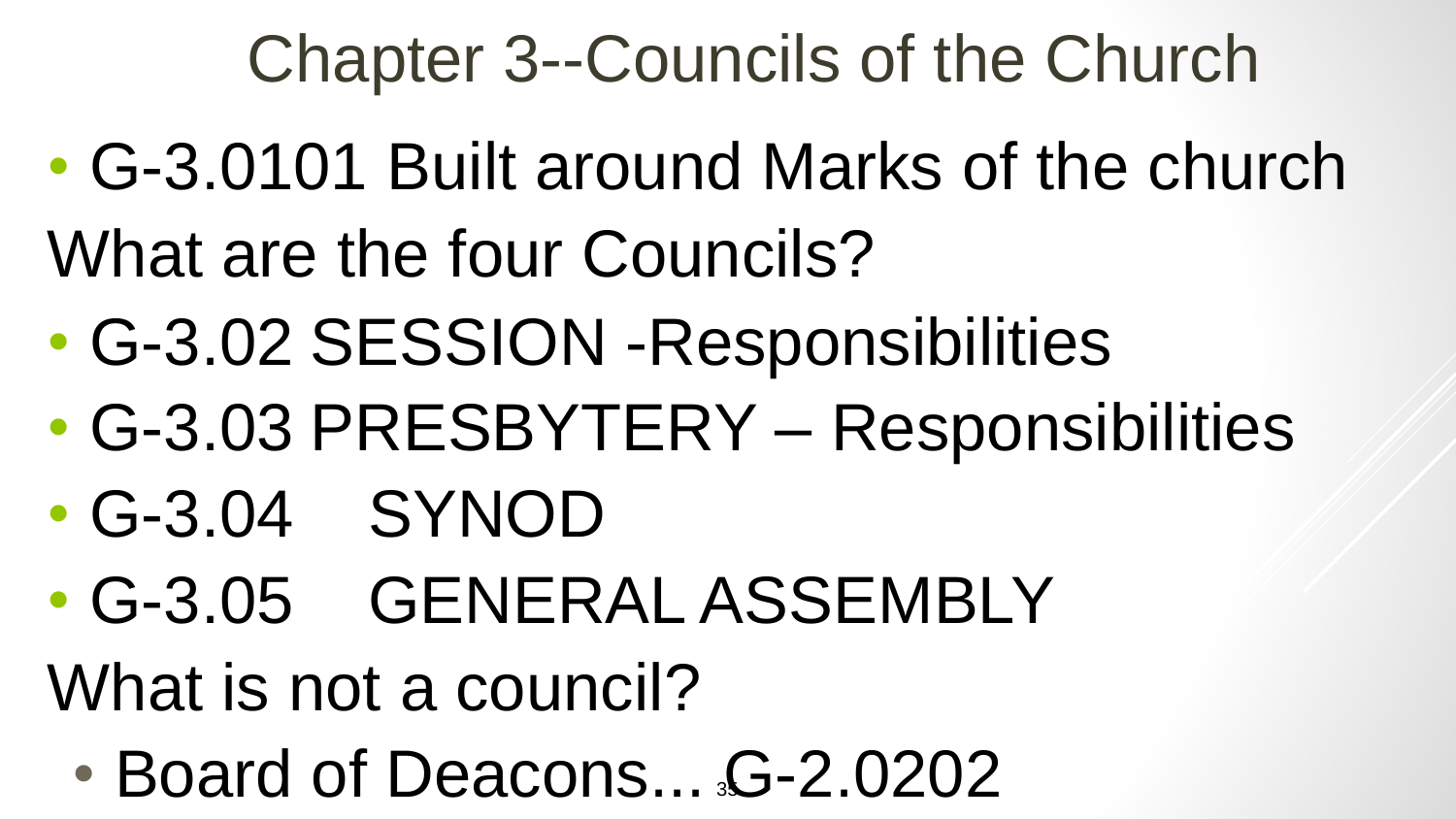# Chapter 3--Councils of the Church

- G-3.0101 Built around Marks of the church

What are the four Councils?

- G-3.02 SESSION -Responsibilities
- G-3.03 PRESBYTERY – Responsibilities
- G-3.04 SYNOD
- G-3.05 GENERAL ASSEMBLY

What is not a council?

- Board of Deacons... G-2.0202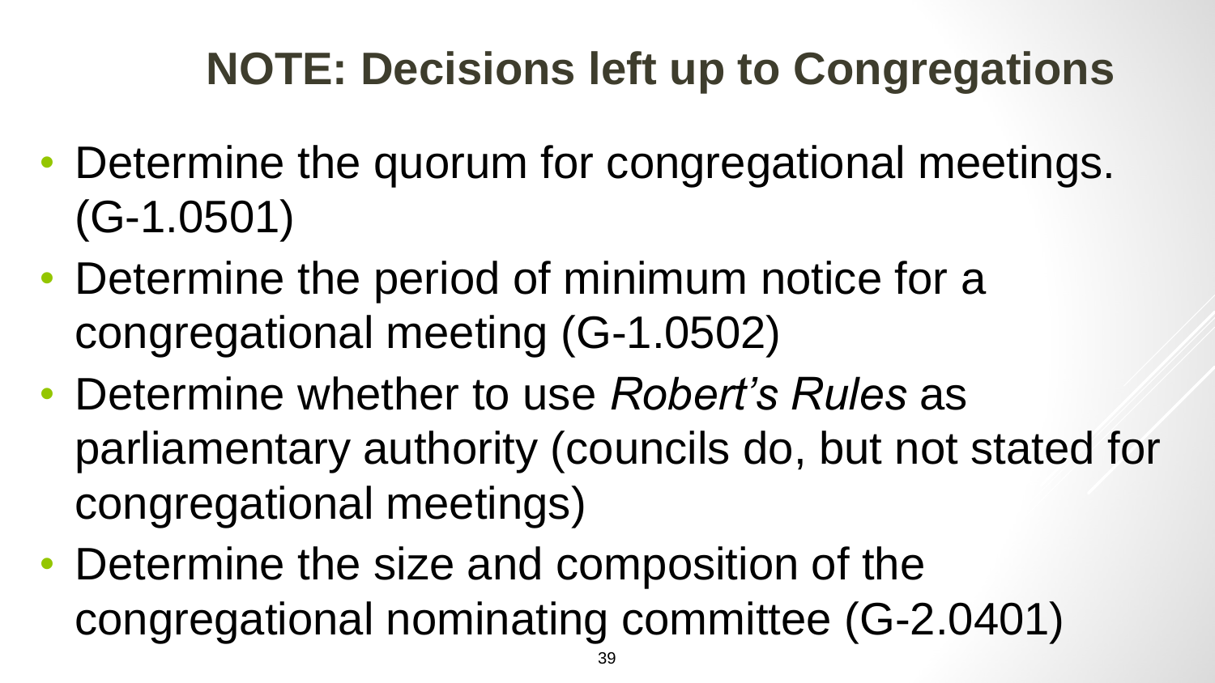# NOTE: Decisions left up to Congregations

- Determine the quorum for congregational meetings. (G-1.0501)
- Determine the period of minimum notice for a congregational meeting (G-1.0502)
- Determine whether to use *Robert's Rules* as parliamentary authority (councils do, but not stated for congregational meetings)
- Determine the size and composition of the congregational nominating committee (G-2.0401)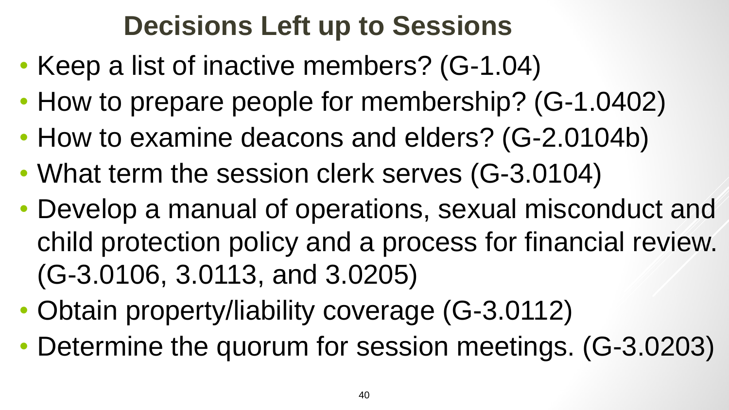# Decisions Left up to Sessions

- Keep a list of inactive members? (G-1.04)
- How to prepare people for membership? (G-1.0402)
- How to examine deacons and elders? (G-2.0104b)
- What term the session clerk serves (G-3.0104)
- Develop a manual of operations, sexual misconduct and child protection policy and a process for financial review. (G-3.0106, 3.0113, and 3.0205)
- Obtain property/liability coverage (G-3.0112)
- Determine the quorum for session meetings. (G-3.0203)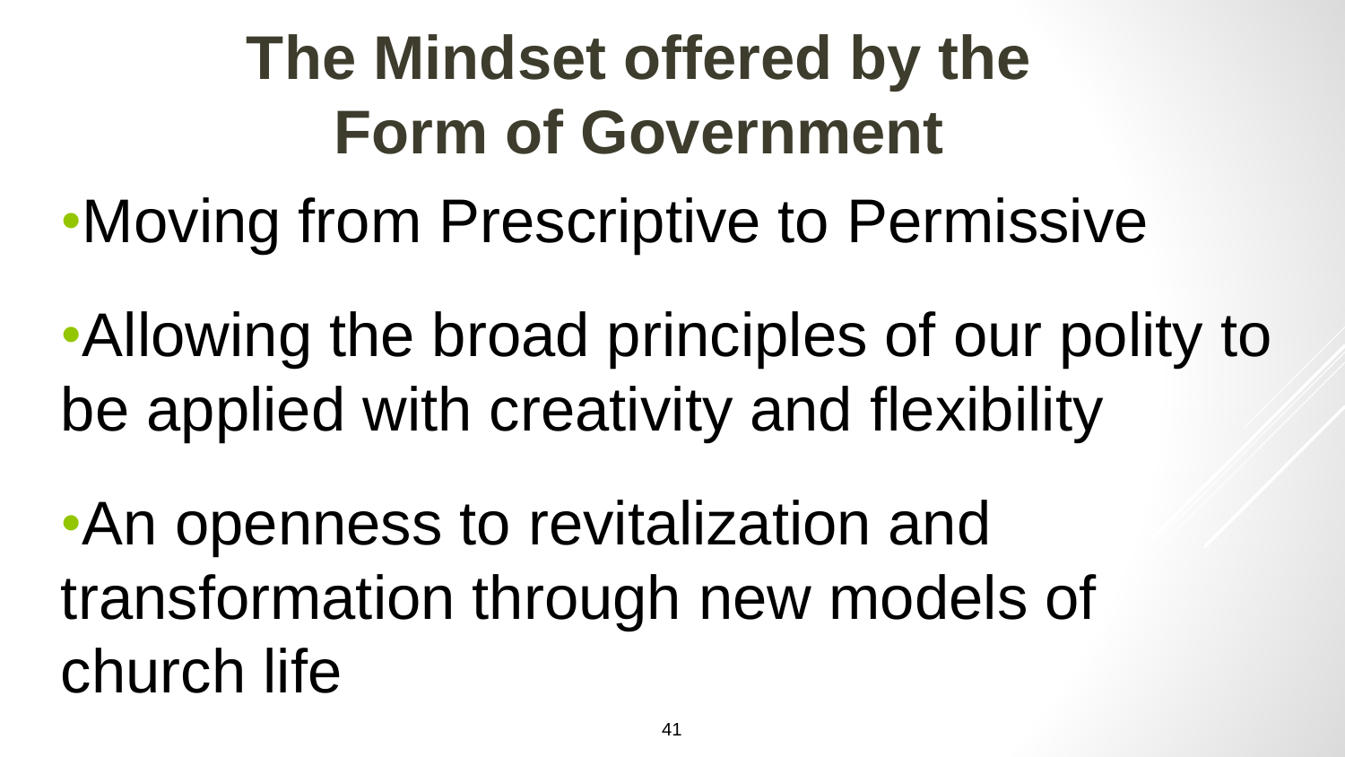# The Mindset offered by the Form of Government

- Moving from Prescriptive to Permissive
- Allowing the broad principles of our polity to be applied with creativity and flexibility
- An openness to revitalization and transformation through new models of church life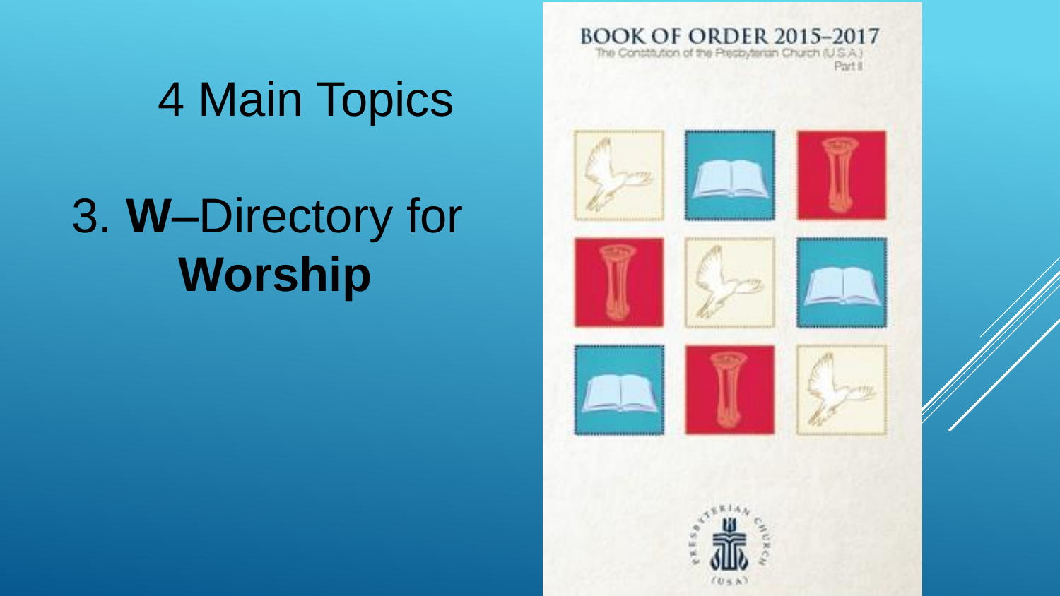# 4 Main Topics

## 3. **W**–Directory for **Worship**

BOOK OF ORDER 2015–2017

The Constitution of the Presbyterian Church (U.S.A.)

Part II

PRESBYTERIAN CHURCH (U.S.A.)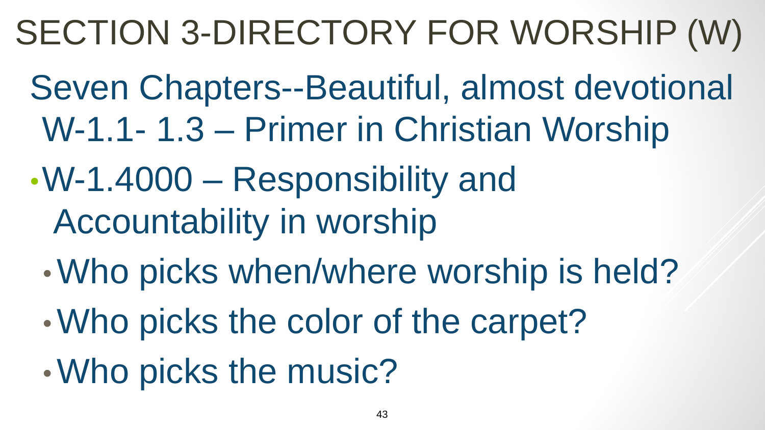# SECTION 3-DIRECTORY FOR WORSHIP (W)

Seven Chapters--Beautiful, almost devotional

W-1.1- 1.3 – Primer in Christian Worship

- W-1.4000 – Responsibility and Accountability in worship
  - Who picks when/where worship is held?
  - Who picks the color of the carpet?
  - Who picks the music?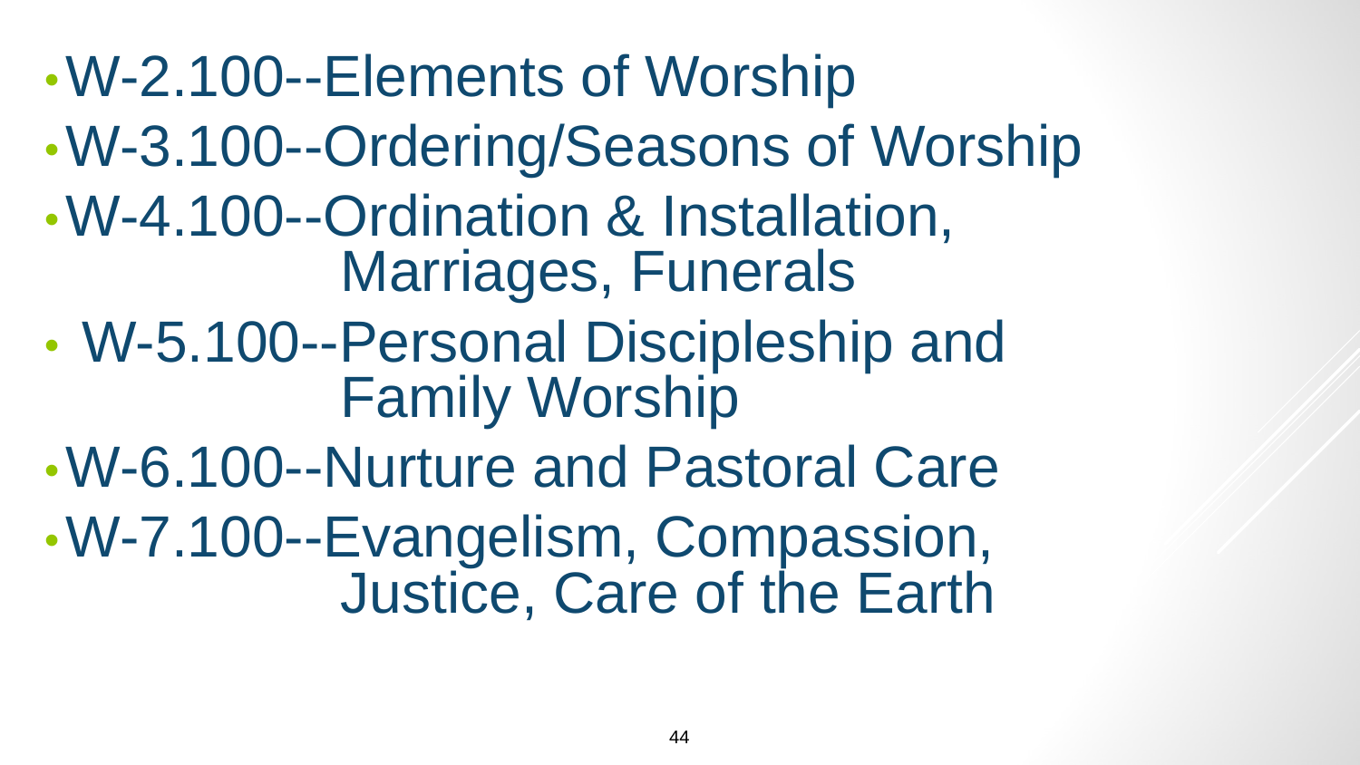- W-2.100--Elements of Worship
- W-3.100--Ordering/Seasons of Worship
- W-4.100--Ordination & Installation, Marriages, Funerals
- W-5.100--Personal Discipleship and Family Worship
- W-6.100--Nurture and Pastoral Care
- W-7.100--Evangelism, Compassion, Justice, Care of the Earth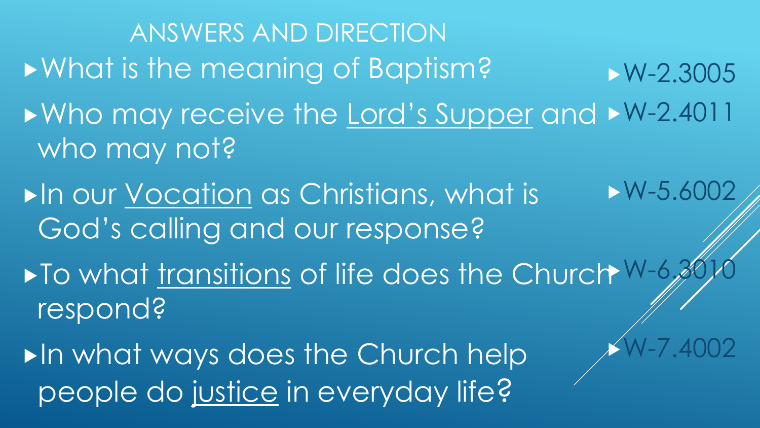## ANSWERS AND DIRECTION

- What is the meaning of Baptism?
- Who may receive the <u>Lord's Supper</u> and who may not?
- In our <u>Vocation</u> as Christians, what is God's calling and our response?
- To what <u>transitions</u> of life does the Church respond?
- In what ways does the Church help people do <u>justice</u> in everyday life?

- W-2.3005
- W-2.4011
- W-5.6002
- W-6.3010
- W-7.4002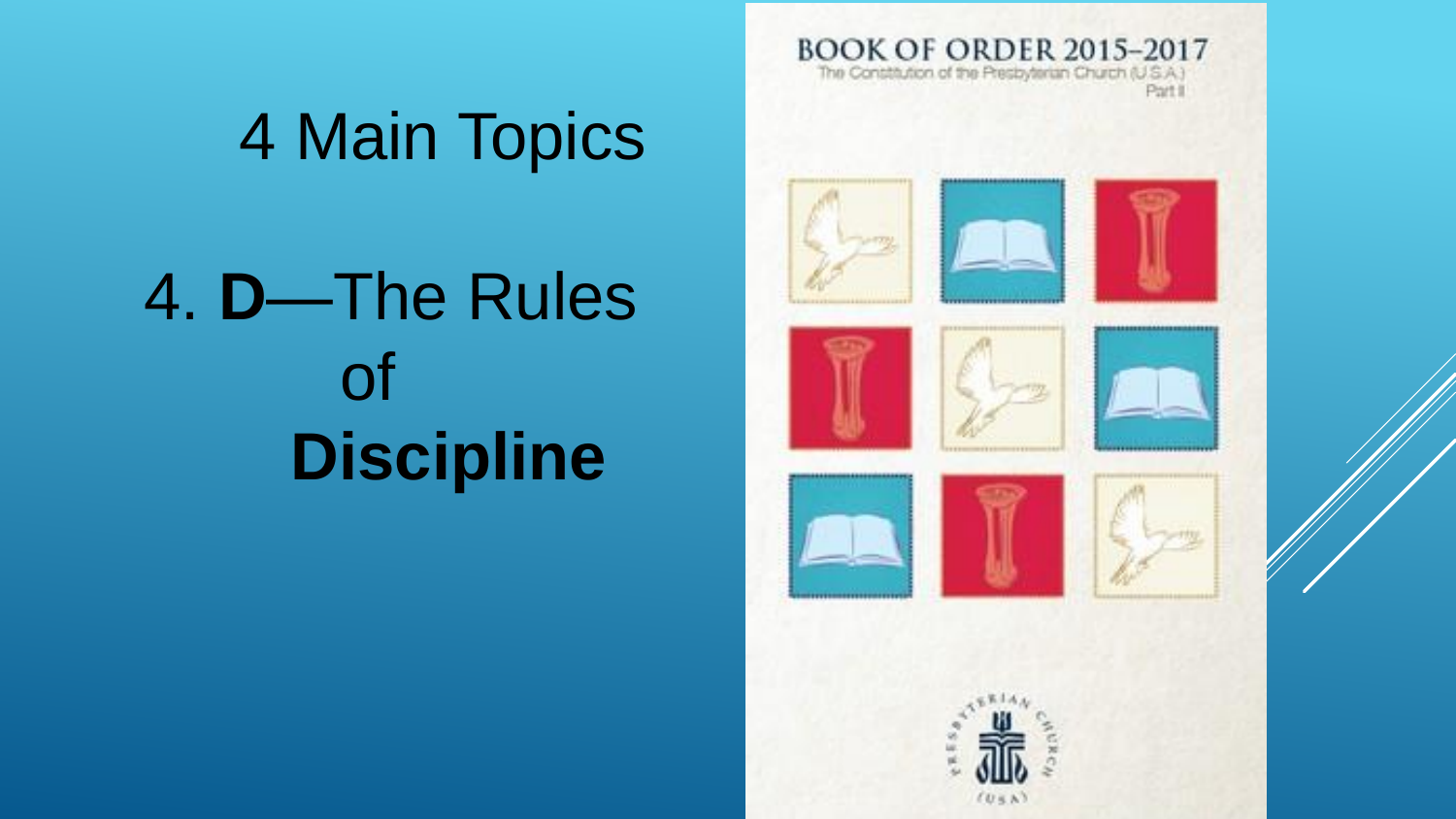# 4 Main Topics

## 4. **D**—The Rules of **Discipline**

BOOK OF ORDER 2015–2017

The Constitution of the Presbyterian Church (U.S.A.)

Part II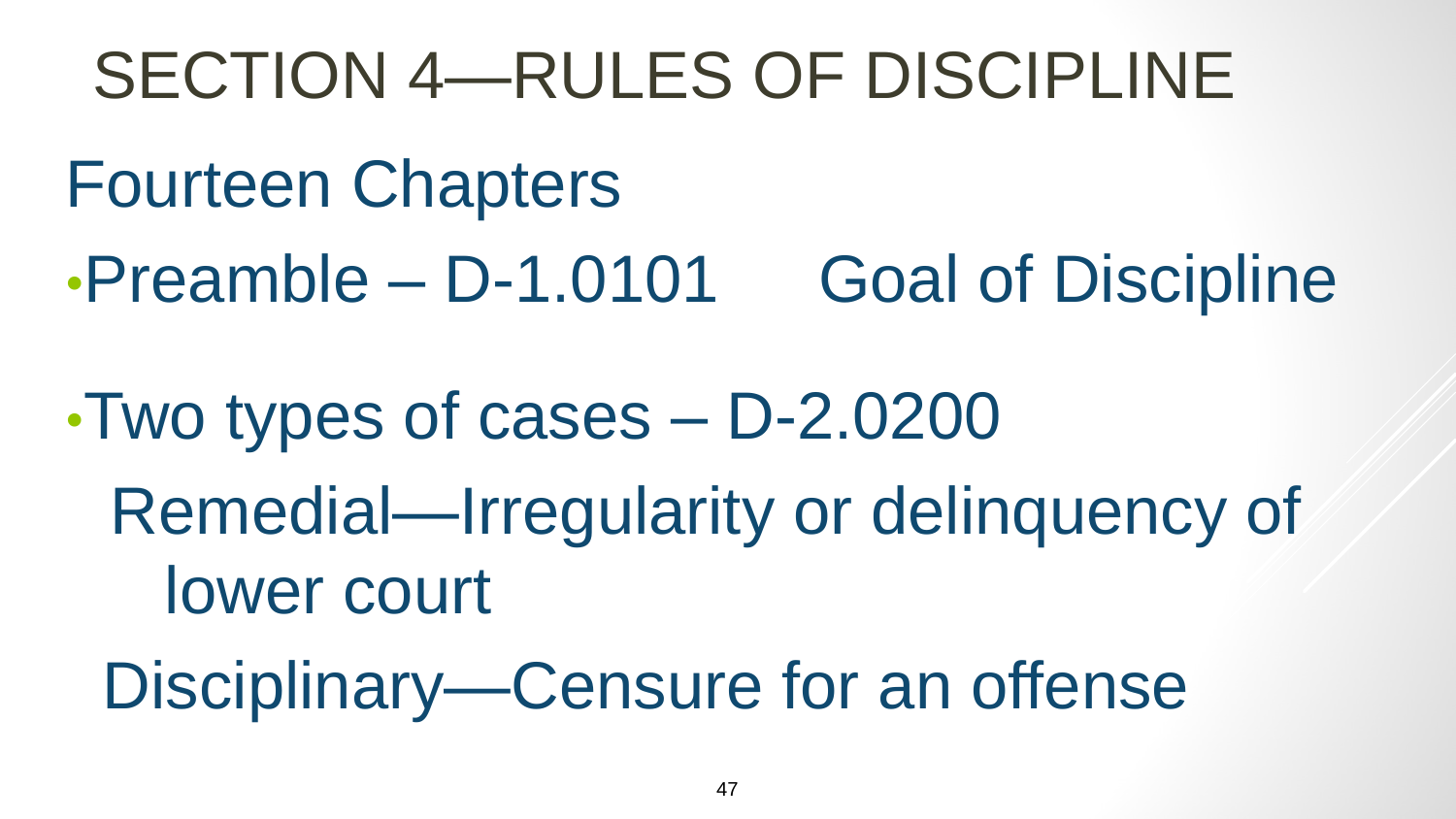# SECTION 4—RULES OF DISCIPLINE

## Fourteen Chapters

- Preamble – D-1.0101 Goal of Discipline
- Two types of cases – D-2.0200
  - Remedial—Irregularity or delinquency of lower court
  - Disciplinary—Censure for an offense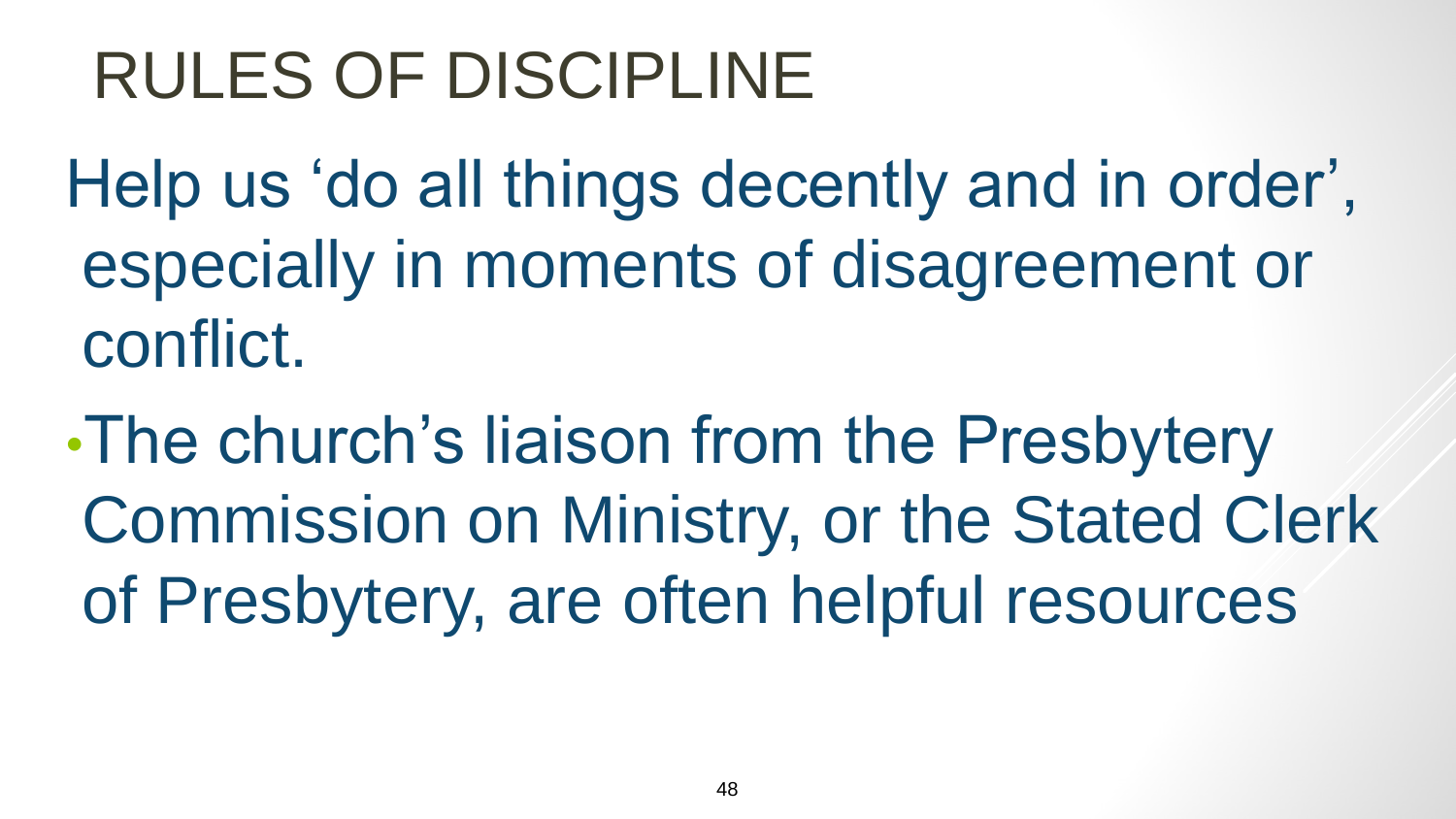# RULES OF DISCIPLINE

Help us 'do all things decently and in order', especially in moments of disagreement or conflict.

- The church's liaison from the Presbytery Commission on Ministry, or the Stated Clerk of Presbytery, are often helpful resources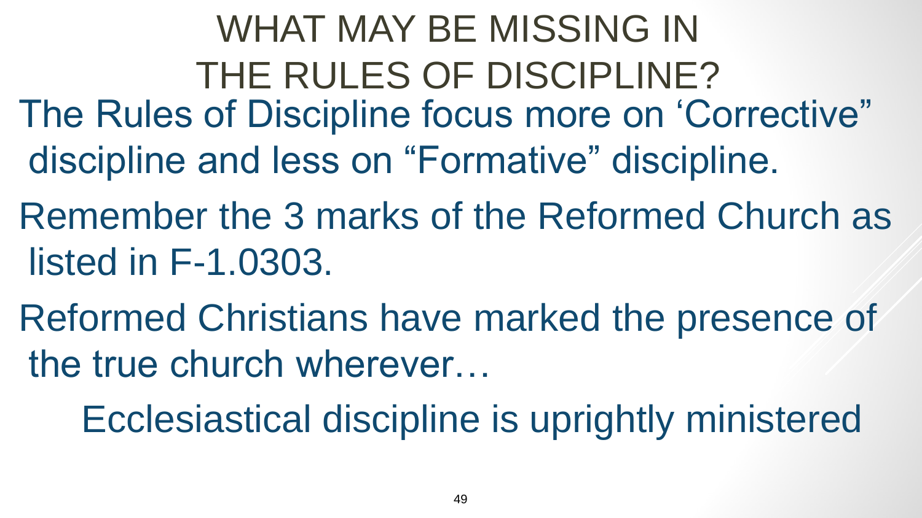# WHAT MAY BE MISSING IN THE RULES OF DISCIPLINE?

The Rules of Discipline focus more on ‘Corrective” discipline and less on “Formative” discipline.

Remember the 3 marks of the Reformed Church as listed in F-1.0303.

Reformed Christians have marked the presence of the true church wherever…

Ecclesiastical discipline is uprightly ministered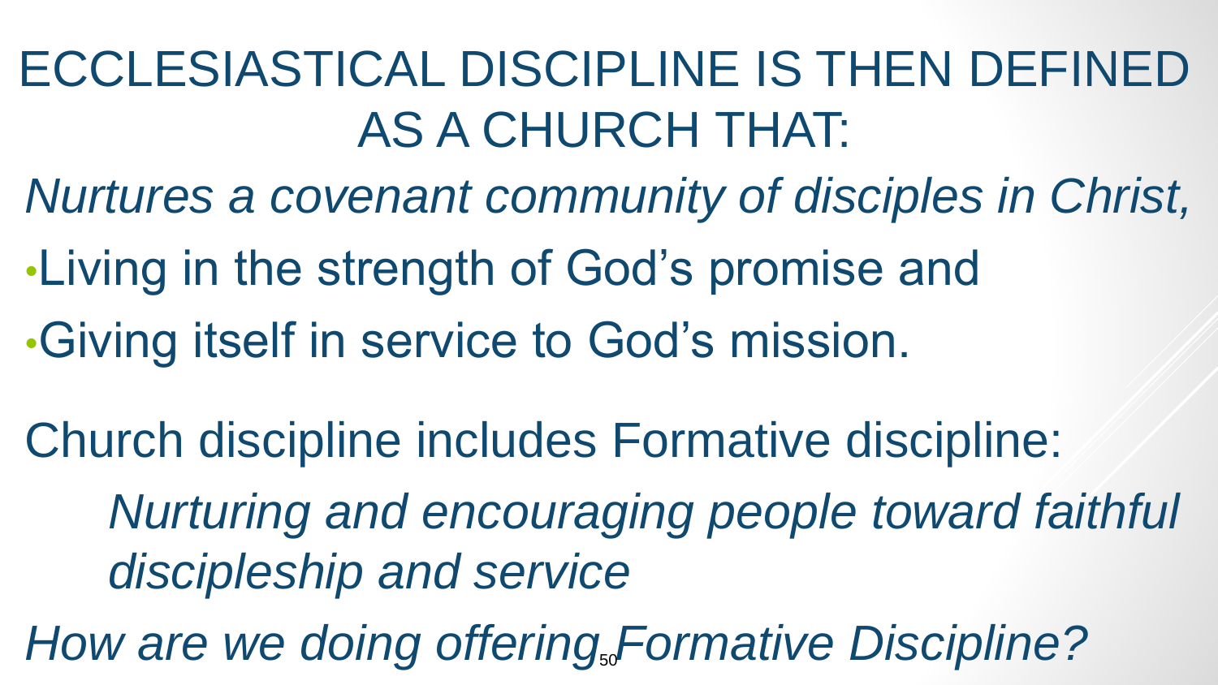# ECCLESIASTICAL DISCIPLINE IS THEN DEFINED AS A CHURCH THAT:

*Nurtures a covenant community of disciples in Christ,*

- Living in the strength of God's promise and
- Giving itself in service to God's mission.

Church discipline includes Formative discipline:

*Nurturing and encouraging people toward faithful discipleship and service*

*How are we doing offering Formative Discipline?*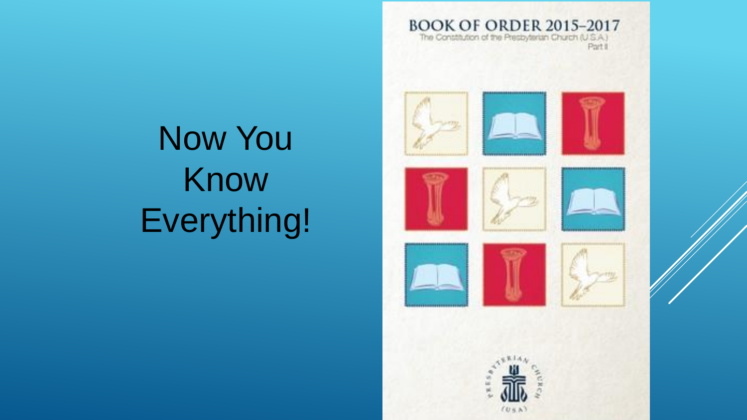# Now You Know Everything!

BOOK OF ORDER 2015–2017

The Constitution of the Presbyterian Church (U.S.A.)

Part II

PRESBYTERIAN CHURCH (U.S.A.)